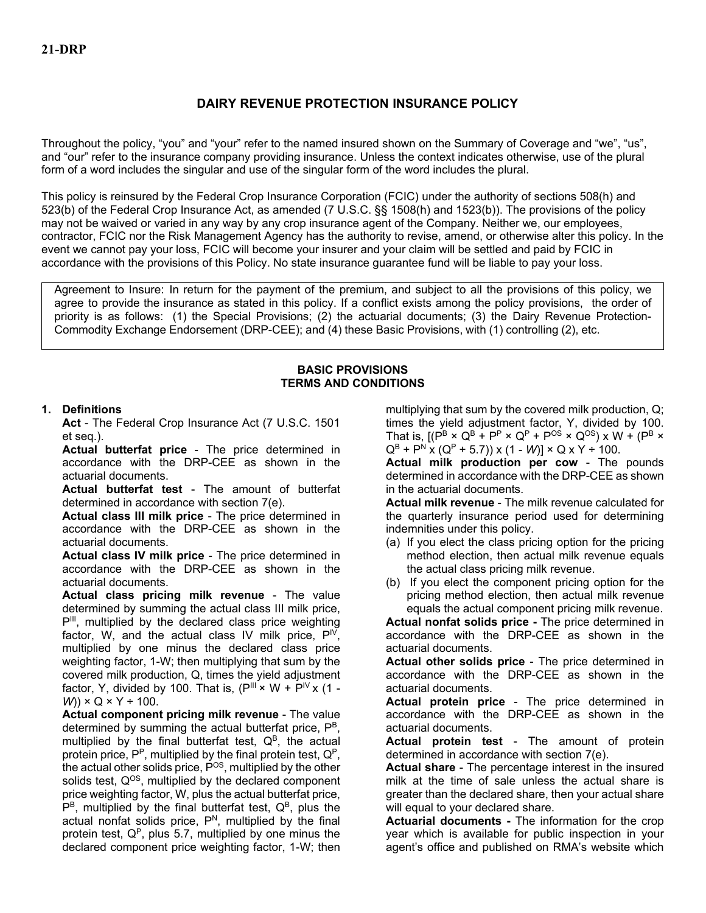21-DRP

# DAIRY REVENUE PROTECTION INSURANCE POLICY

Throughout the policy, "you" and "your" refer to the named insured shown on the Summary of Coverage and "we", "us", and "our" refer to the insurance company providing insurance. Unless the context indicates otherwise, use of the plural form of a word includes the singular and use of the singular form of the word includes the plural.

This policy is reinsured by the Federal Crop Insurance Corporation (FCIC) under the authority of sections 508(h) and 523(b) of the Federal Crop Insurance Act, as amended (7 U.S.C. §§ 1508(h) and 1523(b)). The provisions of the policy may not be waived or varied in any way by any crop insurance agent of the Company. Neither we, our employees, contractor, FCIC nor the Risk Management Agency has the authority to revise, amend, or otherwise alter this policy. In the event we cannot pay your loss, FCIC will become your insurer and your claim will be settled and paid by FCIC in accordance with the provisions of this Policy. No state insurance guarantee fund will be liable to pay your loss.

Agreement to Insure: In return for the payment of the premium, and subject to all the provisions of this policy, we agree to provide the insurance as stated in this policy. If a conflict exists among the policy provisions, the order of priority is as follows: (1) the Special Provisions; (2) the actuarial documents; (3) the Dairy Revenue Protection-Commodity Exchange Endorsement (DRP-CEE); and (4) these Basic Provisions, with (1) controlling (2), etc.

## BASIC PROVISIONS
## TERMS AND CONDITIONS

**1. Definitions**

**Act** - The Federal Crop Insurance Act (7 U.S.C. 1501 et seq.).

**Actual butterfat price** - The price determined in accordance with the DRP-CEE as shown in the actuarial documents.

**Actual butterfat test** - The amount of butterfat determined in accordance with section 7(e).

**Actual class III milk price** - The price determined in accordance with the DRP-CEE as shown in the actuarial documents.

**Actual class IV milk price** - The price determined in accordance with the DRP-CEE as shown in the actuarial documents.

**Actual class pricing milk revenue** - The value determined by summing the actual class III milk price, $P^{III}$, multiplied by the declared class price weighting factor, W, and the actual class IV milk price, $P^{IV}$, multiplied by one minus the declared class price weighting factor, 1-W; then multiplying that sum by the covered milk production, Q, times the yield adjustment factor, Y, divided by 100. That is, $(P^{III} \times W + P^{IV} \times (1 - W)) \times Q \times Y \div 100$.

**Actual component pricing milk revenue** - The value determined by summing the actual butterfat price, $P^B$, multiplied by the final butterfat test, $Q^B$, the actual protein price, $P^P$, multiplied by the final protein test, $Q^P$, the actual other solids price, $P^{OS}$, multiplied by the other solids test, $Q^{OS}$, multiplied by the declared component price weighting factor, W, plus the actual butterfat price, $P^B$, multiplied by the final butterfat test, $Q^B$, plus the actual nonfat solids price, $P^N$, multiplied by the final protein test, $Q^P$, plus 5.7, multiplied by one minus the declared component price weighting factor, 1-W; then multiplying that sum by the covered milk production, Q; times the yield adjustment factor, Y, divided by 100. That is, $[(P^B \times Q^B + P^P \times Q^P + P^{OS} \times Q^{OS}) \times W + (P^B \times Q^B + P^N \times (Q^P + 5.7)) \times (1 - W)] \times Q \times Y \div 100$.

**Actual milk production per cow** - The pounds determined in accordance with the DRP-CEE as shown in the actuarial documents.

**Actual milk revenue** - The milk revenue calculated for the quarterly insurance period used for determining indemnities under this policy.

(a) If you elect the class pricing option for the pricing method election, then actual milk revenue equals the actual class pricing milk revenue.

(b) If you elect the component pricing option for the pricing method election, then actual milk revenue equals the actual component pricing milk revenue.

**Actual nonfat solids price -** The price determined in accordance with the DRP-CEE as shown in the actuarial documents.

**Actual other solids price** - The price determined in accordance with the DRP-CEE as shown in the actuarial documents.

**Actual protein price** - The price determined in accordance with the DRP-CEE as shown in the actuarial documents.

**Actual protein test** - The amount of protein determined in accordance with section 7(e).

**Actual share** - The percentage interest in the insured milk at the time of sale unless the actual share is greater than the declared share, then your actual share will equal to your declared share.

**Actuarial documents -** The information for the crop year which is available for public inspection in your agent's office and published on RMA's website which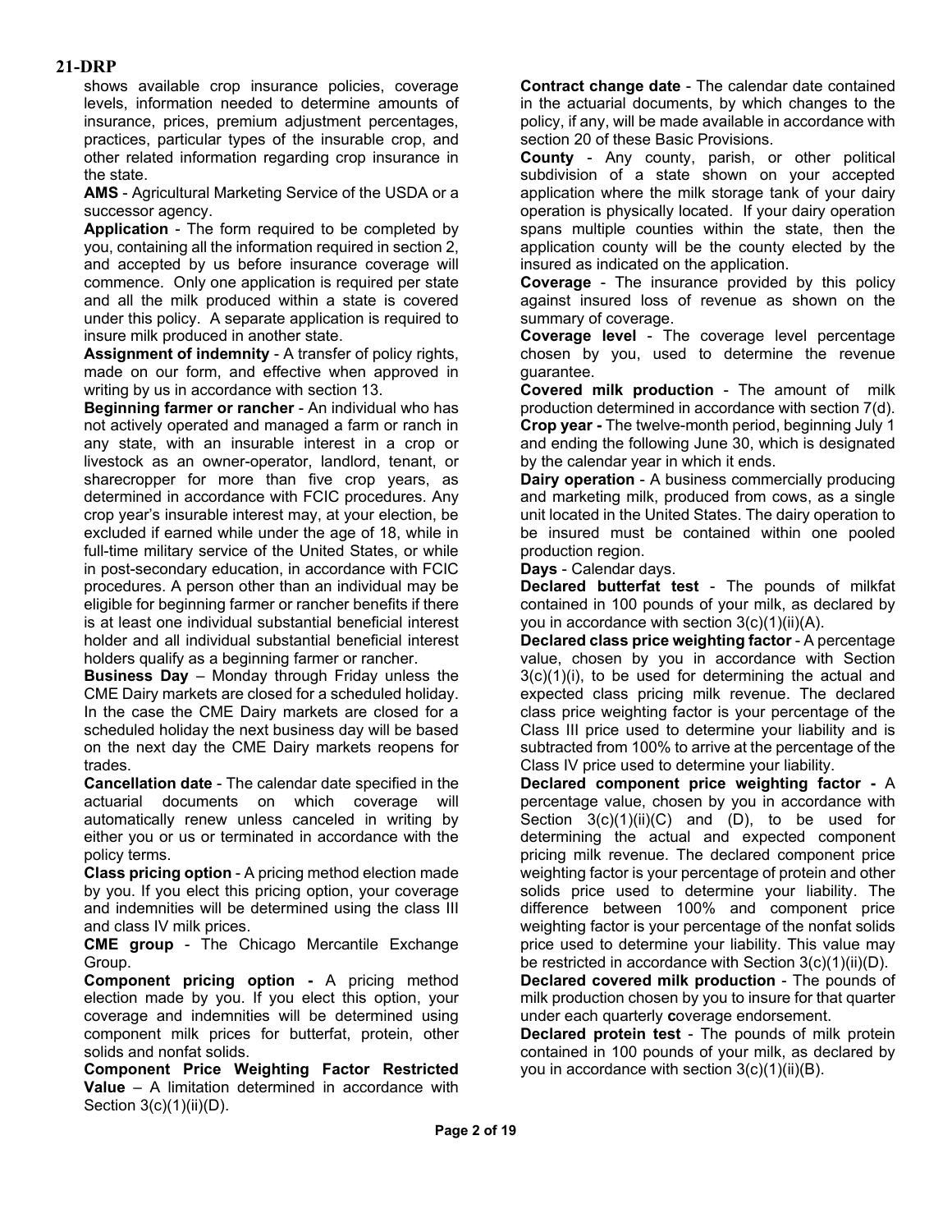shows available crop insurance policies, coverage levels, information needed to determine amounts of insurance, prices, premium adjustment percentages, practices, particular types of the insurable crop, and other related information regarding crop insurance in the state.

**AMS** - Agricultural Marketing Service of the USDA or a successor agency.

**Application** - The form required to be completed by you, containing all the information required in section 2, and accepted by us before insurance coverage will commence. Only one application is required per state and all the milk produced within a state is covered under this policy. A separate application is required to insure milk produced in another state.

**Assignment of indemnity** - A transfer of policy rights, made on our form, and effective when approved in writing by us in accordance with section 13.

**Beginning farmer or rancher** - An individual who has not actively operated and managed a farm or ranch in any state, with an insurable interest in a crop or livestock as an owner-operator, landlord, tenant, or sharecropper for more than five crop years, as determined in accordance with FCIC procedures. Any crop year's insurable interest may, at your election, be excluded if earned while under the age of 18, while in full-time military service of the United States, or while in post-secondary education, in accordance with FCIC procedures. A person other than an individual may be eligible for beginning farmer or rancher benefits if there is at least one individual substantial beneficial interest holder and all individual substantial beneficial interest holders qualify as a beginning farmer or rancher.

**Business Day** – Monday through Friday unless the CME Dairy markets are closed for a scheduled holiday. In the case the CME Dairy markets are closed for a scheduled holiday the next business day will be based on the next day the CME Dairy markets reopens for trades.

**Cancellation date** - The calendar date specified in the actuarial documents on which coverage will automatically renew unless canceled in writing by either you or us or terminated in accordance with the policy terms.

**Class pricing option** - A pricing method election made by you. If you elect this pricing option, your coverage and indemnities will be determined using the class III and class IV milk prices.

**CME group** - The Chicago Mercantile Exchange Group.

**Component pricing option -** A pricing method election made by you. If you elect this option, your coverage and indemnities will be determined using component milk prices for butterfat, protein, other solids and nonfat solids.

**Component Price Weighting Factor Restricted Value** – A limitation determined in accordance with Section 3(c)(1)(ii)(D).

**Contract change date** - The calendar date contained in the actuarial documents, by which changes to the policy, if any, will be made available in accordance with section 20 of these Basic Provisions.

**County** - Any county, parish, or other political subdivision of a state shown on your accepted application where the milk storage tank of your dairy operation is physically located. If your dairy operation spans multiple counties within the state, then the application county will be the county elected by the insured as indicated on the application.

**Coverage** - The insurance provided by this policy against insured loss of revenue as shown on the summary of coverage.

**Coverage level** - The coverage level percentage chosen by you, used to determine the revenue guarantee.

**Covered milk production** - The amount of milk production determined in accordance with section 7(d).

**Crop year -** The twelve-month period, beginning July 1 and ending the following June 30, which is designated by the calendar year in which it ends.

**Dairy operation** - A business commercially producing and marketing milk, produced from cows, as a single unit located in the United States. The dairy operation to be insured must be contained within one pooled production region.

**Days** - Calendar days.

**Declared butterfat test** - The pounds of milkfat contained in 100 pounds of your milk, as declared by you in accordance with section 3(c)(1)(ii)(A).

**Declared class price weighting factor** - A percentage value, chosen by you in accordance with Section 3(c)(1)(i), to be used for determining the actual and expected class pricing milk revenue. The declared class price weighting factor is your percentage of the Class III price used to determine your liability and is subtracted from 100% to arrive at the percentage of the Class IV price used to determine your liability.

**Declared component price weighting factor -** A percentage value, chosen by you in accordance with Section 3(c)(1)(ii)(C) and (D), to be used for determining the actual and expected component pricing milk revenue. The declared component price weighting factor is your percentage of protein and other solids price used to determine your liability. The difference between 100% and component price weighting factor is your percentage of the nonfat solids price used to determine your liability. This value may be restricted in accordance with Section 3(c)(1)(ii)(D).

**Declared covered milk production** - The pounds of milk production chosen by you to insure for that quarter under each quarterly coverage endorsement.

**Declared protein test** - The pounds of milk protein contained in 100 pounds of your milk, as declared by you in accordance with section 3(c)(1)(ii)(B).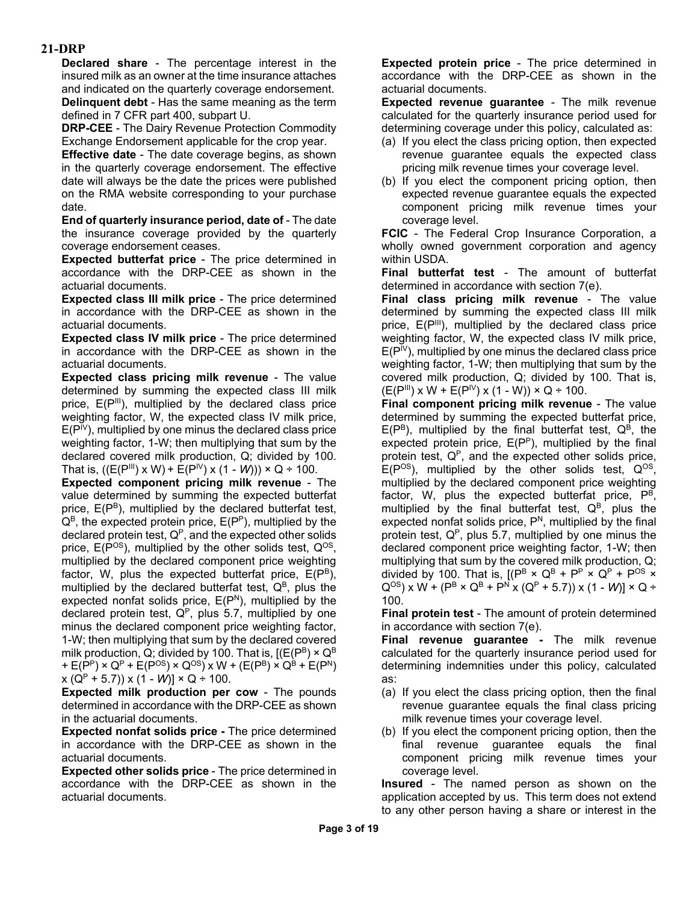**Declared share** - The percentage interest in the insured milk as an owner at the time insurance attaches and indicated on the quarterly coverage endorsement.

**Delinquent debt** - Has the same meaning as the term defined in 7 CFR part 400, subpart U.

**DRP-CEE** - The Dairy Revenue Protection Commodity Exchange Endorsement applicable for the crop year.

**Effective date** - The date coverage begins, as shown in the quarterly coverage endorsement. The effective date will always be the date the prices were published on the RMA website corresponding to your purchase date.

**End of quarterly insurance period, date of** - The date the insurance coverage provided by the quarterly coverage endorsement ceases.

**Expected butterfat price** - The price determined in accordance with the DRP-CEE as shown in the actuarial documents.

**Expected class III milk price** - The price determined in accordance with the DRP-CEE as shown in the actuarial documents.

**Expected class IV milk price** - The price determined in accordance with the DRP-CEE as shown in the actuarial documents.

**Expected class pricing milk revenue** - The value determined by summing the expected class III milk price, $E(P^{III})$, multiplied by the declared class price weighting factor, W, the expected class IV milk price, $E(P^{IV})$, multiplied by one minus the declared class price weighting factor, 1-W; then multiplying that sum by the declared covered milk production, Q; divided by 100. That is, $((E(P^{III}) \times W) + E(P^{IV}) \times (1 - W))) \times Q \div 100$.

**Expected component pricing milk revenue** - The value determined by summing the expected butterfat price, $E(P^B)$, multiplied by the declared butterfat test, $Q^B$, the expected protein price, $E(P^P)$, multiplied by the declared protein test, $Q^P$, and the expected other solids price, $E(P^{OS})$, multiplied by the other solids test, $Q^{OS}$, multiplied by the declared component price weighting factor, W, plus the expected butterfat price, $E(P^B)$, multiplied by the declared butterfat test, $Q^B$, plus the expected nonfat solids price, $E(P^N)$, multiplied by the declared protein test, $Q^P$, plus 5.7, multiplied by one minus the declared component price weighting factor, 1-W; then multiplying that sum by the declared covered milk production, Q; divided by 100. That is, $[(E(P^B) \times Q^B + E(P^P) \times Q^P + E(P^{OS}) \times Q^{OS}) \times W + (E(P^B) \times Q^B + E(P^N) \times (Q^P + 5.7)) \times (1 - W)] \times Q \div 100$.

**Expected milk production per cow** - The pounds determined in accordance with the DRP-CEE as shown in the actuarial documents.

**Expected nonfat solids price -** The price determined in accordance with the DRP-CEE as shown in the actuarial documents.

**Expected other solids price** - The price determined in accordance with the DRP-CEE as shown in the actuarial documents.

**Expected protein price** - The price determined in accordance with the DRP-CEE as shown in the actuarial documents.

**Expected revenue guarantee** - The milk revenue calculated for the quarterly insurance period used for determining coverage under this policy, calculated as:

(a) If you elect the class pricing option, then expected revenue guarantee equals the expected class pricing milk revenue times your coverage level.

(b) If you elect the component pricing option, then expected revenue guarantee equals the expected component pricing milk revenue times your coverage level.

**FCIC** - The Federal Crop Insurance Corporation, a wholly owned government corporation and agency within USDA.

**Final butterfat test** - The amount of butterfat determined in accordance with section 7(e).

**Final class pricing milk revenue** - The value determined by summing the expected class III milk price, $E(P^{III})$, multiplied by the declared class price weighting factor, W, the expected class IV milk price, $E(P^{IV})$, multiplied by one minus the declared class price weighting factor, 1-W; then multiplying that sum by the covered milk production, Q; divided by 100. That is, $(E(P^{III}) \times W + E(P^{IV}) \times (1 - W)) \times Q \div 100$.

**Final component pricing milk revenue** - The value determined by summing the expected butterfat price, $E(P^B)$, multiplied by the final butterfat test, $Q^B$, the expected protein price, $E(P^P)$, multiplied by the final protein test, $Q^P$, and the expected other solids price, $E(P^{OS})$, multiplied by the other solids test, $Q^{OS}$, multiplied by the declared component price weighting factor, W, plus the expected butterfat price, $P^B$, multiplied by the final butterfat test, $Q^B$, plus the expected nonfat solids price, $P^N$, multiplied by the final protein test, $Q^P$, plus 5.7, multiplied by one minus the declared component price weighting factor, 1-W; then multiplying that sum by the covered milk production, Q; divided by 100. That is, $[(P^B \times Q^B + P^P \times Q^P + P^{OS} \times Q^{OS}) \times W + (P^B \times Q^B + P^N \times (Q^P + 5.7)) \times (1 - W)] \times Q \div 100$.

**Final protein test** - The amount of protein determined in accordance with section 7(e).

**Final revenue guarantee -** The milk revenue calculated for the quarterly insurance period used for determining indemnities under this policy, calculated as:

(a) If you elect the class pricing option, then the final revenue guarantee equals the final class pricing milk revenue times your coverage level.

(b) If you elect the component pricing option, then the final revenue guarantee equals the final component pricing milk revenue times your coverage level.

**Insured** - The named person as shown on the application accepted by us. This term does not extend to any other person having a share or interest in the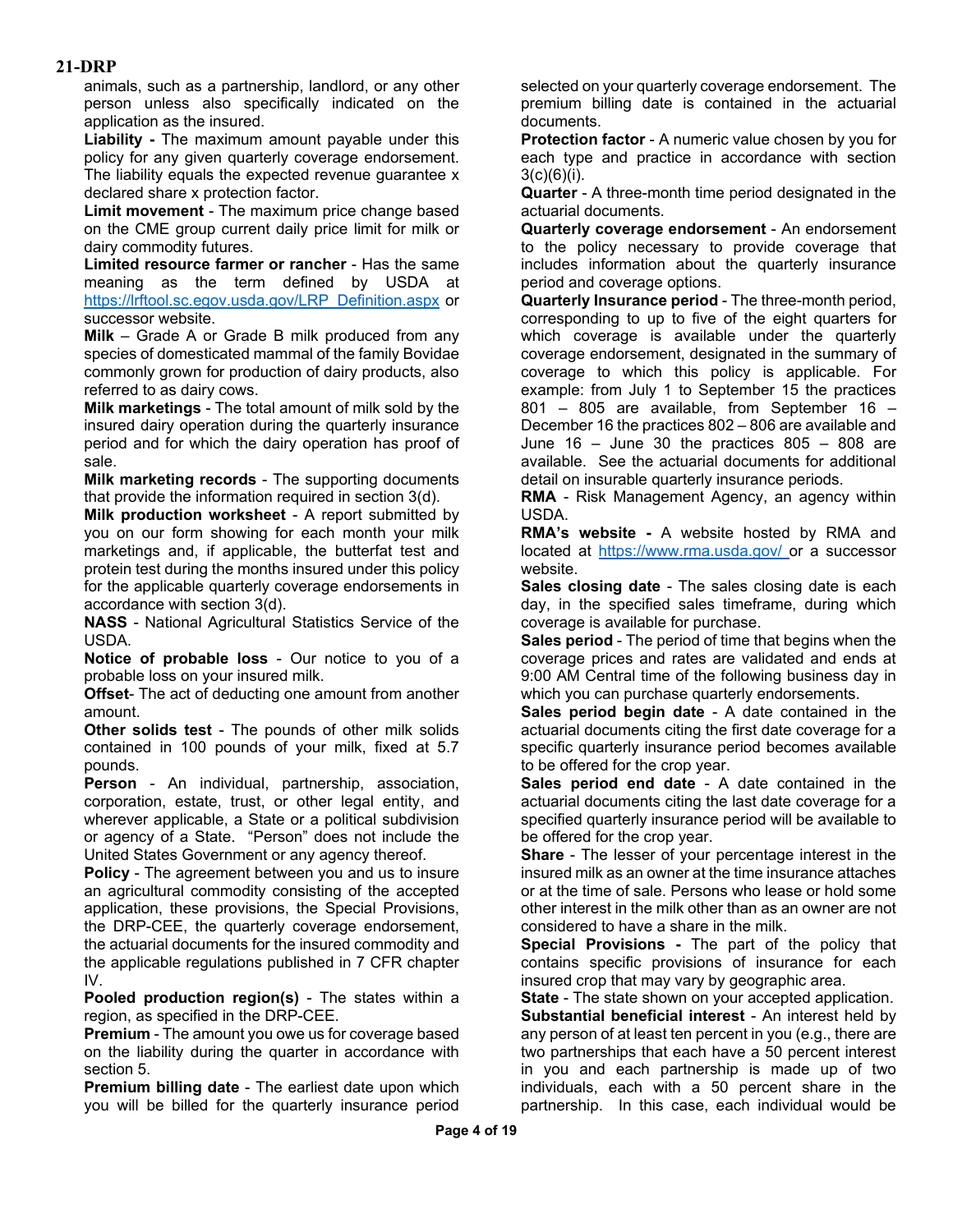animals, such as a partnership, landlord, or any other person unless also specifically indicated on the application as the insured.

**Liability -** The maximum amount payable under this policy for any given quarterly coverage endorsement. The liability equals the expected revenue guarantee x declared share x protection factor.

**Limit movement** - The maximum price change based on the CME group current daily price limit for milk or dairy commodity futures.

**Limited resource farmer or rancher** - Has the same meaning as the term defined by USDA at https://lrftool.sc.egov.usda.gov/LRP_Definition.aspx or successor website.

**Milk** – Grade A or Grade B milk produced from any species of domesticated mammal of the family Bovidae commonly grown for production of dairy products, also referred to as dairy cows.

**Milk marketings** - The total amount of milk sold by the insured dairy operation during the quarterly insurance period and for which the dairy operation has proof of sale.

**Milk marketing records** - The supporting documents that provide the information required in section 3(d).

**Milk production worksheet** - A report submitted by you on our form showing for each month your milk marketings and, if applicable, the butterfat test and protein test during the months insured under this policy for the applicable quarterly coverage endorsements in accordance with section 3(d).

**NASS** - National Agricultural Statistics Service of the USDA.

**Notice of probable loss** - Our notice to you of a probable loss on your insured milk.

**Offset**- The act of deducting one amount from another amount.

**Other solids test** - The pounds of other milk solids contained in 100 pounds of your milk, fixed at 5.7 pounds.

**Person** - An individual, partnership, association, corporation, estate, trust, or other legal entity, and wherever applicable, a State or a political subdivision or agency of a State. "Person" does not include the United States Government or any agency thereof.

**Policy** - The agreement between you and us to insure an agricultural commodity consisting of the accepted application, these provisions, the Special Provisions, the DRP-CEE, the quarterly coverage endorsement, the actuarial documents for the insured commodity and the applicable regulations published in 7 CFR chapter IV.

**Pooled production region(s)** - The states within a region, as specified in the DRP-CEE.

**Premium** - The amount you owe us for coverage based on the liability during the quarter in accordance with section 5.

**Premium billing date** - The earliest date upon which you will be billed for the quarterly insurance period selected on your quarterly coverage endorsement. The premium billing date is contained in the actuarial documents.

**Protection factor** - A numeric value chosen by you for each type and practice in accordance with section 3(c)(6)(i).

**Quarter** - A three-month time period designated in the actuarial documents.

**Quarterly coverage endorsement** - An endorsement to the policy necessary to provide coverage that includes information about the quarterly insurance period and coverage options.

**Quarterly Insurance period** - The three-month period, corresponding to up to five of the eight quarters for which coverage is available under the quarterly coverage endorsement, designated in the summary of coverage to which this policy is applicable. For example: from July 1 to September 15 the practices 801 – 805 are available, from September 16 – December 16 the practices 802 – 806 are available and June 16 – June 30 the practices 805 – 808 are available. See the actuarial documents for additional detail on insurable quarterly insurance periods.

**RMA** - Risk Management Agency, an agency within USDA.

**RMA's website -** A website hosted by RMA and located at https://www.rma.usda.gov/ or a successor website.

**Sales closing date** - The sales closing date is each day, in the specified sales timeframe, during which coverage is available for purchase.

**Sales period** - The period of time that begins when the coverage prices and rates are validated and ends at 9:00 AM Central time of the following business day in which you can purchase quarterly endorsements.

**Sales period begin date** - A date contained in the actuarial documents citing the first date coverage for a specific quarterly insurance period becomes available to be offered for the crop year.

**Sales period end date** - A date contained in the actuarial documents citing the last date coverage for a specified quarterly insurance period will be available to be offered for the crop year.

**Share** - The lesser of your percentage interest in the insured milk as an owner at the time insurance attaches or at the time of sale. Persons who lease or hold some other interest in the milk other than as an owner are not considered to have a share in the milk.

**Special Provisions -** The part of the policy that contains specific provisions of insurance for each insured crop that may vary by geographic area.

**State** - The state shown on your accepted application.

**Substantial beneficial interest** - An interest held by any person of at least ten percent in you (e.g., there are two partnerships that each have a 50 percent interest in you and each partnership is made up of two individuals, each with a 50 percent share in the partnership. In this case, each individual would be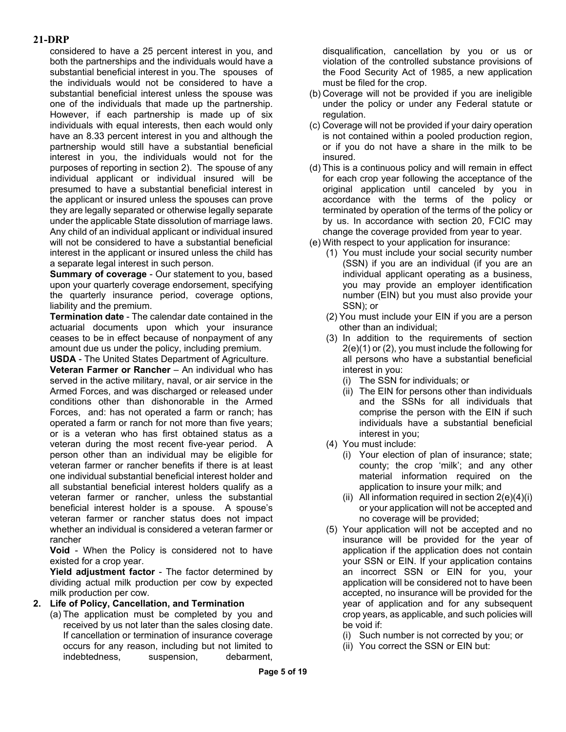considered to have a 25 percent interest in you, and both the partnerships and the individuals would have a substantial beneficial interest in you. The spouses of the individuals would not be considered to have a substantial beneficial interest unless the spouse was one of the individuals that made up the partnership. However, if each partnership is made up of six individuals with equal interests, then each would only have an 8.33 percent interest in you and although the partnership would still have a substantial beneficial interest in you, the individuals would not for the purposes of reporting in section 2). The spouse of any individual applicant or individual insured will be presumed to have a substantial beneficial interest in the applicant or insured unless the spouses can prove they are legally separated or otherwise legally separate under the applicable State dissolution of marriage laws. Any child of an individual applicant or individual insured will not be considered to have a substantial beneficial interest in the applicant or insured unless the child has a separate legal interest in such person.

**Summary of coverage** - Our statement to you, based upon your quarterly coverage endorsement, specifying the quarterly insurance period, coverage options, liability and the premium.

**Termination date** - The calendar date contained in the actuarial documents upon which your insurance ceases to be in effect because of nonpayment of any amount due us under the policy, including premium.

**USDA** - The United States Department of Agriculture.

**Veteran Farmer or Rancher** – An individual who has served in the active military, naval, or air service in the Armed Forces, and was discharged or released under conditions other than dishonorable in the Armed Forces, and: has not operated a farm or ranch; has operated a farm or ranch for not more than five years; or is a veteran who has first obtained status as a veteran during the most recent five-year period. A person other than an individual may be eligible for veteran farmer or rancher benefits if there is at least one individual substantial beneficial interest holder and all substantial beneficial interest holders qualify as a veteran farmer or rancher, unless the substantial beneficial interest holder is a spouse. A spouse's veteran farmer or rancher status does not impact whether an individual is considered a veteran farmer or rancher

**Void** - When the Policy is considered not to have existed for a crop year.

**Yield adjustment factor** - The factor determined by dividing actual milk production per cow by expected milk production per cow.

**2. Life of Policy, Cancellation, and Termination**

(a) The application must be completed by you and received by us not later than the sales closing date. If cancellation or termination of insurance coverage occurs for any reason, including but not limited to indebtedness, suspension, debarment, disqualification, cancellation by you or us or violation of the controlled substance provisions of the Food Security Act of 1985, a new application must be filed for the crop.

(b) Coverage will not be provided if you are ineligible under the policy or under any Federal statute or regulation.

(c) Coverage will not be provided if your dairy operation is not contained within a pooled production region, or if you do not have a share in the milk to be insured.

(d) This is a continuous policy and will remain in effect for each crop year following the acceptance of the original application until canceled by you in accordance with the terms of the policy or terminated by operation of the terms of the policy or by us. In accordance with section 20, FCIC may change the coverage provided from year to year.

(e) With respect to your application for insurance:

(1) You must include your social security number (SSN) if you are an individual (if you are an individual applicant operating as a business, you may provide an employer identification number (EIN) but you must also provide your SSN); or

(2) You must include your EIN if you are a person other than an individual;

(3) In addition to the requirements of section 2(e)(1) or (2), you must include the following for all persons who have a substantial beneficial interest in you:

(i) The SSN for individuals; or

(ii) The EIN for persons other than individuals and the SSNs for all individuals that comprise the person with the EIN if such individuals have a substantial beneficial interest in you;

(4) You must include:

(i) Your election of plan of insurance; state; county; the crop 'milk'; and any other material information required on the application to insure your milk; and

(ii) All information required in section 2(e)(4)(i) or your application will not be accepted and no coverage will be provided;

(5) Your application will not be accepted and no insurance will be provided for the year of application if the application does not contain your SSN or EIN. If your application contains an incorrect SSN or EIN for you, your application will be considered not to have been accepted, no insurance will be provided for the year of application and for any subsequent crop years, as applicable, and such policies will be void if:

(i) Such number is not corrected by you; or

(ii) You correct the SSN or EIN but: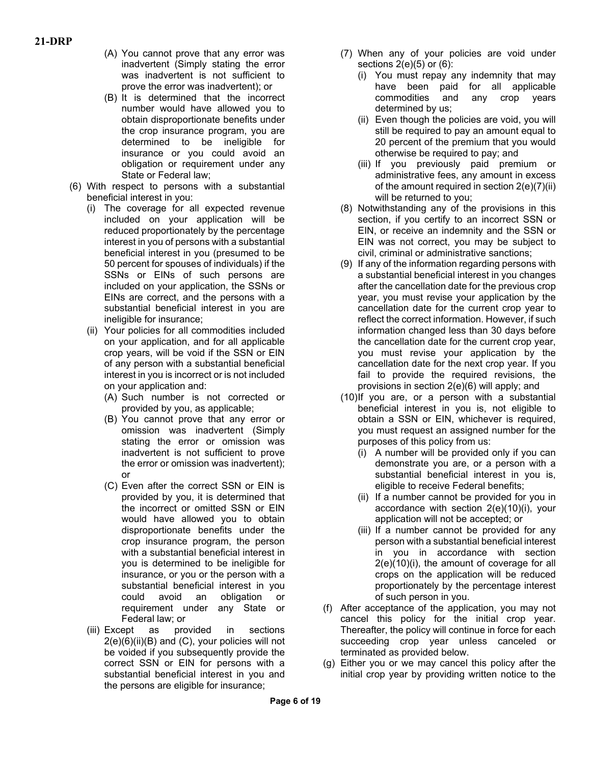- (A) You cannot prove that any error was inadvertent (Simply stating the error was inadvertent is not sufficient to prove the error was inadvertent); or
  - (B) It is determined that the incorrect number would have allowed you to obtain disproportionate benefits under the crop insurance program, you are determined to be ineligible for insurance or you could avoid an obligation or requirement under any State or Federal law;

- (6) With respect to persons with a substantial beneficial interest in you:
  - (i) The coverage for all expected revenue included on your application will be reduced proportionately by the percentage interest in you of persons with a substantial beneficial interest in you (presumed to be 50 percent for spouses of individuals) if the SSNs or EINs of such persons are included on your application, the SSNs or EINs are correct, and the persons with a substantial beneficial interest in you are ineligible for insurance;
  - (ii) Your policies for all commodities included on your application, and for all applicable crop years, will be void if the SSN or EIN of any person with a substantial beneficial interest in you is incorrect or is not included on your application and:
    - (A) Such number is not corrected or provided by you, as applicable;
    - (B) You cannot prove that any error or omission was inadvertent (Simply stating the error or omission was inadvertent is not sufficient to prove the error or omission was inadvertent); or
    - (C) Even after the correct SSN or EIN is provided by you, it is determined that the incorrect or omitted SSN or EIN would have allowed you to obtain disproportionate benefits under the crop insurance program, the person with a substantial beneficial interest in you is determined to be ineligible for insurance, or you or the person with a substantial beneficial interest in you could avoid an obligation or requirement under any State or Federal law; or
  - (iii) Except as provided in sections 2(e)(6)(ii)(B) and (C), your policies will not be voided if you subsequently provide the correct SSN or EIN for persons with a substantial beneficial interest in you and the persons are eligible for insurance;

- (7) When any of your policies are void under sections 2(e)(5) or (6):
  - (i) You must repay any indemnity that may have been paid for all applicable commodities and any crop years determined by us;
  - (ii) Even though the policies are void, you will still be required to pay an amount equal to 20 percent of the premium that you would otherwise be required to pay; and
  - (iii) If you previously paid premium or administrative fees, any amount in excess of the amount required in section 2(e)(7)(ii) will be returned to you;

- (8) Notwithstanding any of the provisions in this section, if you certify to an incorrect SSN or EIN, or receive an indemnity and the SSN or EIN was not correct, you may be subject to civil, criminal or administrative sanctions;

- (9) If any of the information regarding persons with a substantial beneficial interest in you changes after the cancellation date for the previous crop year, you must revise your application by the cancellation date for the current crop year to reflect the correct information. However, if such information changed less than 30 days before the cancellation date for the current crop year, you must revise your application by the cancellation date for the next crop year. If you fail to provide the required revisions, the provisions in section 2(e)(6) will apply; and

- (10) If you are, or a person with a substantial beneficial interest in you is, not eligible to obtain a SSN or EIN, whichever is required, you must request an assigned number for the purposes of this policy from us:
  - (i) A number will be provided only if you can demonstrate you are, or a person with a substantial beneficial interest in you is, eligible to receive Federal benefits;
  - (ii) If a number cannot be provided for you in accordance with section 2(e)(10)(i), your application will not be accepted; or
  - (iii) If a number cannot be provided for any person with a substantial beneficial interest in you in accordance with section 2(e)(10)(i), the amount of coverage for all crops on the application will be reduced proportionately by the percentage interest of such person in you.

(f) After acceptance of the application, you may not cancel this policy for the initial crop year. Thereafter, the policy will continue in force for each succeeding crop year unless canceled or terminated as provided below.

(g) Either you or we may cancel this policy after the initial crop year by providing written notice to the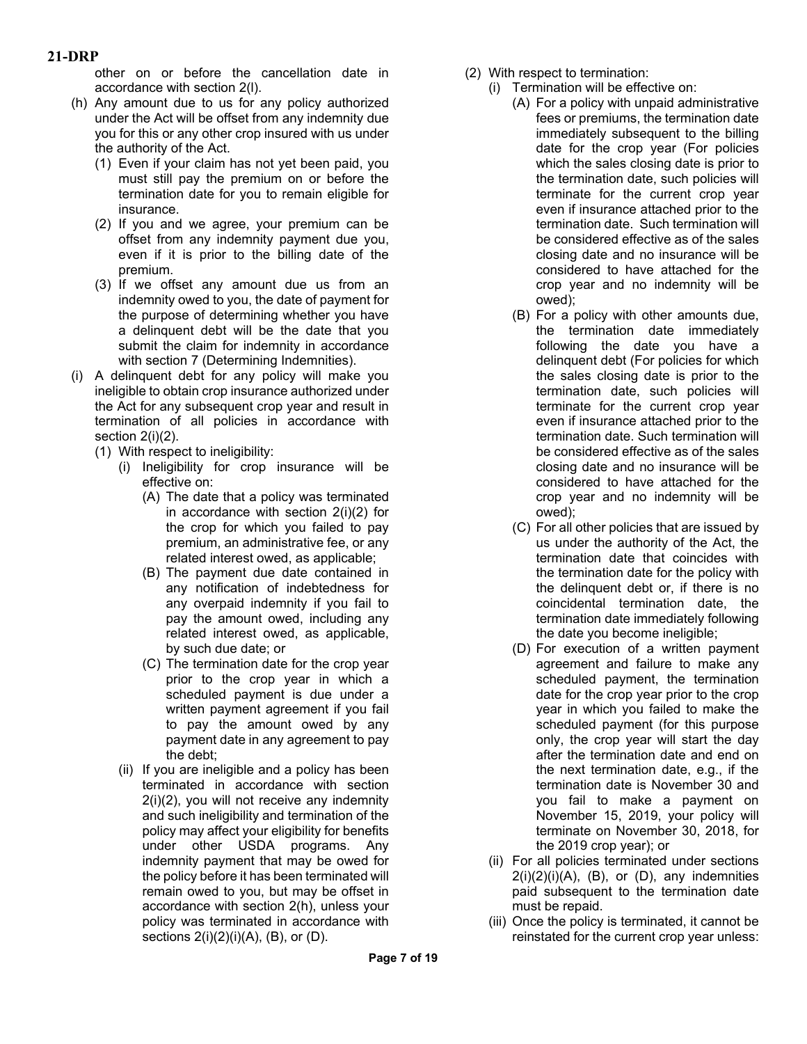other on or before the cancellation date in accordance with section 2(l).

(h) Any amount due to us for any policy authorized under the Act will be offset from any indemnity due you for this or any other crop insured with us under the authority of the Act.

  (1) Even if your claim has not yet been paid, you must still pay the premium on or before the termination date for you to remain eligible for insurance.

  (2) If you and we agree, your premium can be offset from any indemnity payment due you, even if it is prior to the billing date of the premium.

  (3) If we offset any amount due us from an indemnity owed to you, the date of payment for the purpose of determining whether you have a delinquent debt will be the date that you submit the claim for indemnity in accordance with section 7 (Determining Indemnities).

(i) A delinquent debt for any policy will make you ineligible to obtain crop insurance authorized under the Act for any subsequent crop year and result in termination of all policies in accordance with section 2(i)(2).

  (1) With respect to ineligibility:

    (i) Ineligibility for crop insurance will be effective on:

      (A) The date that a policy was terminated in accordance with section 2(i)(2) for the crop for which you failed to pay premium, an administrative fee, or any related interest owed, as applicable;

      (B) The payment due date contained in any notification of indebtedness for any overpaid indemnity if you fail to pay the amount owed, including any related interest owed, as applicable, by such due date; or

      (C) The termination date for the crop year prior to the crop year in which a scheduled payment is due under a written payment agreement if you fail to pay the amount owed by any payment date in any agreement to pay the debt;

    (ii) If you are ineligible and a policy has been terminated in accordance with section 2(i)(2), you will not receive any indemnity and such ineligibility and termination of the policy may affect your eligibility for benefits under other USDA programs. Any indemnity payment that may be owed for the policy before it has been terminated will remain owed to you, but may be offset in accordance with section 2(h), unless your policy was terminated in accordance with sections 2(i)(2)(i)(A), (B), or (D).

  (2) With respect to termination:

    (i) Termination will be effective on:

      (A) For a policy with unpaid administrative fees or premiums, the termination date immediately subsequent to the billing date for the crop year (For policies which the sales closing date is prior to the termination date, such policies will terminate for the current crop year even if insurance attached prior to the termination date. Such termination will be considered effective as of the sales closing date and no insurance will be considered to have attached for the crop year and no indemnity will be owed);

      (B) For a policy with other amounts due, the termination date immediately following the date you have a delinquent debt (For policies for which the sales closing date is prior to the termination date, such policies will terminate for the current crop year even if insurance attached prior to the termination date. Such termination will be considered effective as of the sales closing date and no insurance will be considered to have attached for the crop year and no indemnity will be owed);

      (C) For all other policies that are issued by us under the authority of the Act, the termination date that coincides with the termination date for the policy with the delinquent debt or, if there is no coincidental termination date, the termination date immediately following the date you become ineligible;

      (D) For execution of a written payment agreement and failure to make any scheduled payment, the termination date for the crop year prior to the crop year in which you failed to make the scheduled payment (for this purpose only, the crop year will start the day after the termination date and end on the next termination date, e.g., if the termination date is November 30 and you fail to make a payment on November 15, 2019, your policy will terminate on November 30, 2018, for the 2019 crop year); or

    (ii) For all policies terminated under sections 2(i)(2)(i)(A), (B), or (D), any indemnities paid subsequent to the termination date must be repaid.

    (iii) Once the policy is terminated, it cannot be reinstated for the current crop year unless: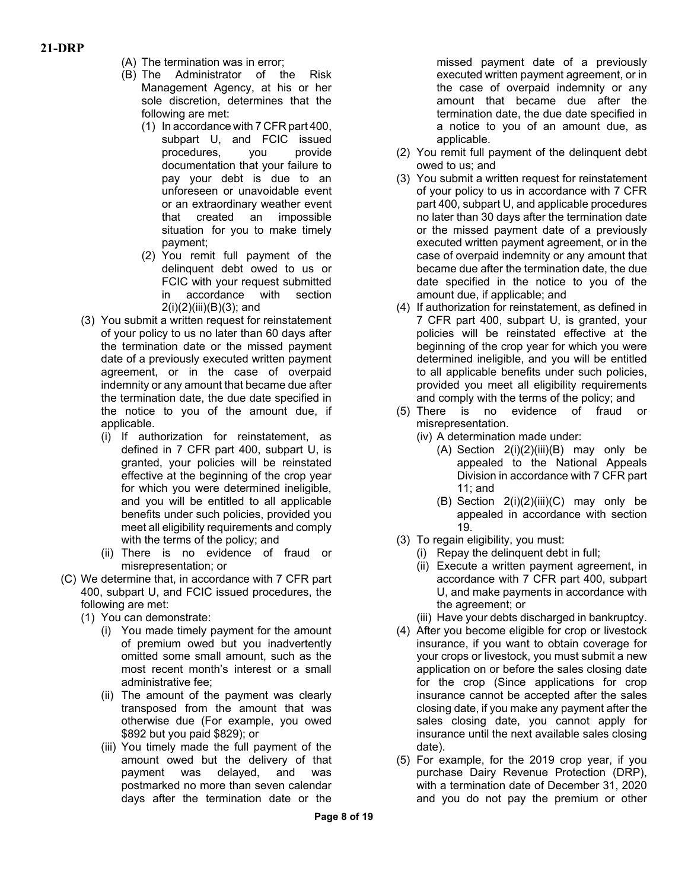(A) The termination was in error;

(B) The Administrator of the Risk Management Agency, at his or her sole discretion, determines that the following are met:

(1) In accordance with 7 CFR part 400, subpart U, and FCIC issued procedures, you provide documentation that your failure to pay your debt is due to an unforeseen or unavoidable event or an extraordinary weather event that created an impossible situation for you to make timely payment;

(2) You remit full payment of the delinquent debt owed to us or FCIC with your request submitted in accordance with section 2(i)(2)(iii)(B)(3); and

(3) You submit a written request for reinstatement of your policy to us no later than 60 days after the termination date or the missed payment date of a previously executed written payment agreement, or in the case of overpaid indemnity or any amount that became due after the termination date, the due date specified in the notice to you of the amount due, if applicable.

(i) If authorization for reinstatement, as defined in 7 CFR part 400, subpart U, is granted, your policies will be reinstated effective at the beginning of the crop year for which you were determined ineligible, and you will be entitled to all applicable benefits under such policies, provided you meet all eligibility requirements and comply with the terms of the policy; and

(ii) There is no evidence of fraud or misrepresentation; or

(C) We determine that, in accordance with 7 CFR part 400, subpart U, and FCIC issued procedures, the following are met:

(1) You can demonstrate:

(i) You made timely payment for the amount of premium owed but you inadvertently omitted some small amount, such as the most recent month's interest or a small administrative fee;

(ii) The amount of the payment was clearly transposed from the amount that was otherwise due (For example, you owed $892 but you paid $829); or

(iii) You timely made the full payment of the amount owed but the delivery of that payment was delayed, and was postmarked no more than seven calendar days after the termination date or the missed payment date of a previously executed written payment agreement, or in the case of overpaid indemnity or any amount that became due after the termination date, the due date specified in a notice to you of an amount due, as applicable.

(2) You remit full payment of the delinquent debt owed to us; and

(3) You submit a written request for reinstatement of your policy to us in accordance with 7 CFR part 400, subpart U, and applicable procedures no later than 30 days after the termination date or the missed payment date of a previously executed written payment agreement, or in the case of overpaid indemnity or any amount that became due after the termination date, the due date specified in the notice to you of the amount due, if applicable; and

(4) If authorization for reinstatement, as defined in 7 CFR part 400, subpart U, is granted, your policies will be reinstated effective at the beginning of the crop year for which you were determined ineligible, and you will be entitled to all applicable benefits under such policies, provided you meet all eligibility requirements and comply with the terms of the policy; and

(5) There is no evidence of fraud or misrepresentation.

(iv) A determination made under:

(A) Section 2(i)(2)(iii)(B) may only be appealed to the National Appeals Division in accordance with 7 CFR part 11; and

(B) Section 2(i)(2)(iii)(C) may only be appealed in accordance with section 19.

(3) To regain eligibility, you must:

(i) Repay the delinquent debt in full;

(ii) Execute a written payment agreement, in accordance with 7 CFR part 400, subpart U, and make payments in accordance with the agreement; or

(iii) Have your debts discharged in bankruptcy.

(4) After you become eligible for crop or livestock insurance, if you want to obtain coverage for your crops or livestock, you must submit a new application on or before the sales closing date for the crop (Since applications for crop insurance cannot be accepted after the sales closing date, if you make any payment after the sales closing date, you cannot apply for insurance until the next available sales closing date).

(5) For example, for the 2019 crop year, if you purchase Dairy Revenue Protection (DRP), with a termination date of December 31, 2020 and you do not pay the premium or other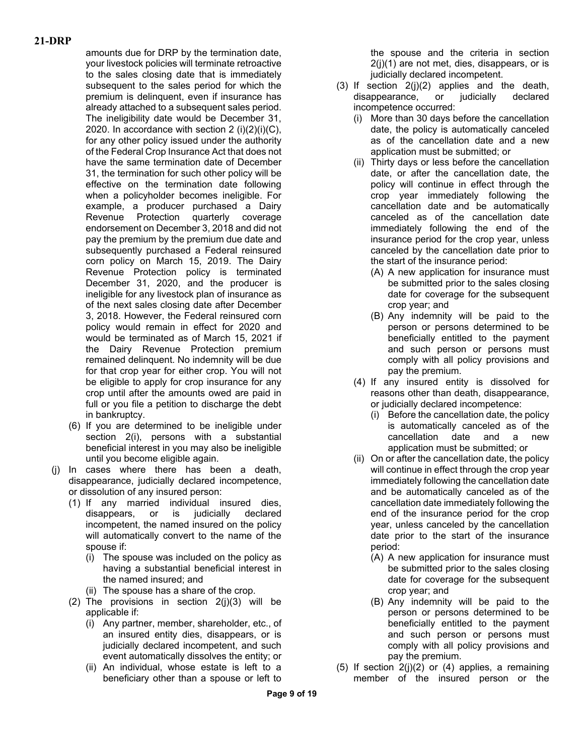amounts due for DRP by the termination date, your livestock policies will terminate retroactive to the sales closing date that is immediately subsequent to the sales period for which the premium is delinquent, even if insurance has already attached to a subsequent sales period. The ineligibility date would be December 31, 2020. In accordance with section 2 (i)(2)(i)(C), for any other policy issued under the authority of the Federal Crop Insurance Act that does not have the same termination date of December 31, the termination for such other policy will be effective on the termination date following when a policyholder becomes ineligible. For example, a producer purchased a Dairy Revenue Protection quarterly coverage endorsement on December 3, 2018 and did not pay the premium by the premium due date and subsequently purchased a Federal reinsured corn policy on March 15, 2019. The Dairy Revenue Protection policy is terminated December 31, 2020, and the producer is ineligible for any livestock plan of insurance as of the next sales closing date after December 3, 2018. However, the Federal reinsured corn policy would remain in effect for 2020 and would be terminated as of March 15, 2021 if the Dairy Revenue Protection premium remained delinquent. No indemnity will be due for that crop year for either crop. You will not be eligible to apply for crop insurance for any crop until after the amounts owed are paid in full or you file a petition to discharge the debt in bankruptcy.

(6) If you are determined to be ineligible under section 2(i), persons with a substantial beneficial interest in you may also be ineligible until you become eligible again.

(j) In cases where there has been a death, disappearance, judicially declared incompetence, or dissolution of any insured person:

(1) If any married individual insured dies, disappears, or is judicially declared incompetent, the named insured on the policy will automatically convert to the name of the spouse if:

(i) The spouse was included on the policy as having a substantial beneficial interest in the named insured; and

(ii) The spouse has a share of the crop.

(2) The provisions in section 2(j)(3) will be applicable if:

(i) Any partner, member, shareholder, etc., of an insured entity dies, disappears, or is judicially declared incompetent, and such event automatically dissolves the entity; or

(ii) An individual, whose estate is left to a beneficiary other than a spouse or left to the spouse and the criteria in section 2(j)(1) are not met, dies, disappears, or is judicially declared incompetent.

(3) If section 2(j)(2) applies and the death, disappearance, or judicially declared incompetence occurred:

(i) More than 30 days before the cancellation date, the policy is automatically canceled as of the cancellation date and a new application must be submitted; or

(ii) Thirty days or less before the cancellation date, or after the cancellation date, the policy will continue in effect through the crop year immediately following the cancellation date and be automatically canceled as of the cancellation date immediately following the end of the insurance period for the crop year, unless canceled by the cancellation date prior to the start of the insurance period:

(A) A new application for insurance must be submitted prior to the sales closing date for coverage for the subsequent crop year; and

(B) Any indemnity will be paid to the person or persons determined to be beneficially entitled to the payment and such person or persons must comply with all policy provisions and pay the premium.

(4) If any insured entity is dissolved for reasons other than death, disappearance, or judicially declared incompetence:

(i) Before the cancellation date, the policy is automatically canceled as of the cancellation date and a new application must be submitted; or

(ii) On or after the cancellation date, the policy will continue in effect through the crop year immediately following the cancellation date and be automatically canceled as of the cancellation date immediately following the end of the insurance period for the crop year, unless canceled by the cancellation date prior to the start of the insurance period:

(A) A new application for insurance must be submitted prior to the sales closing date for coverage for the subsequent crop year; and

(B) Any indemnity will be paid to the person or persons determined to be beneficially entitled to the payment and such person or persons must comply with all policy provisions and pay the premium.

(5) If section 2(j)(2) or (4) applies, a remaining member of the insured person or the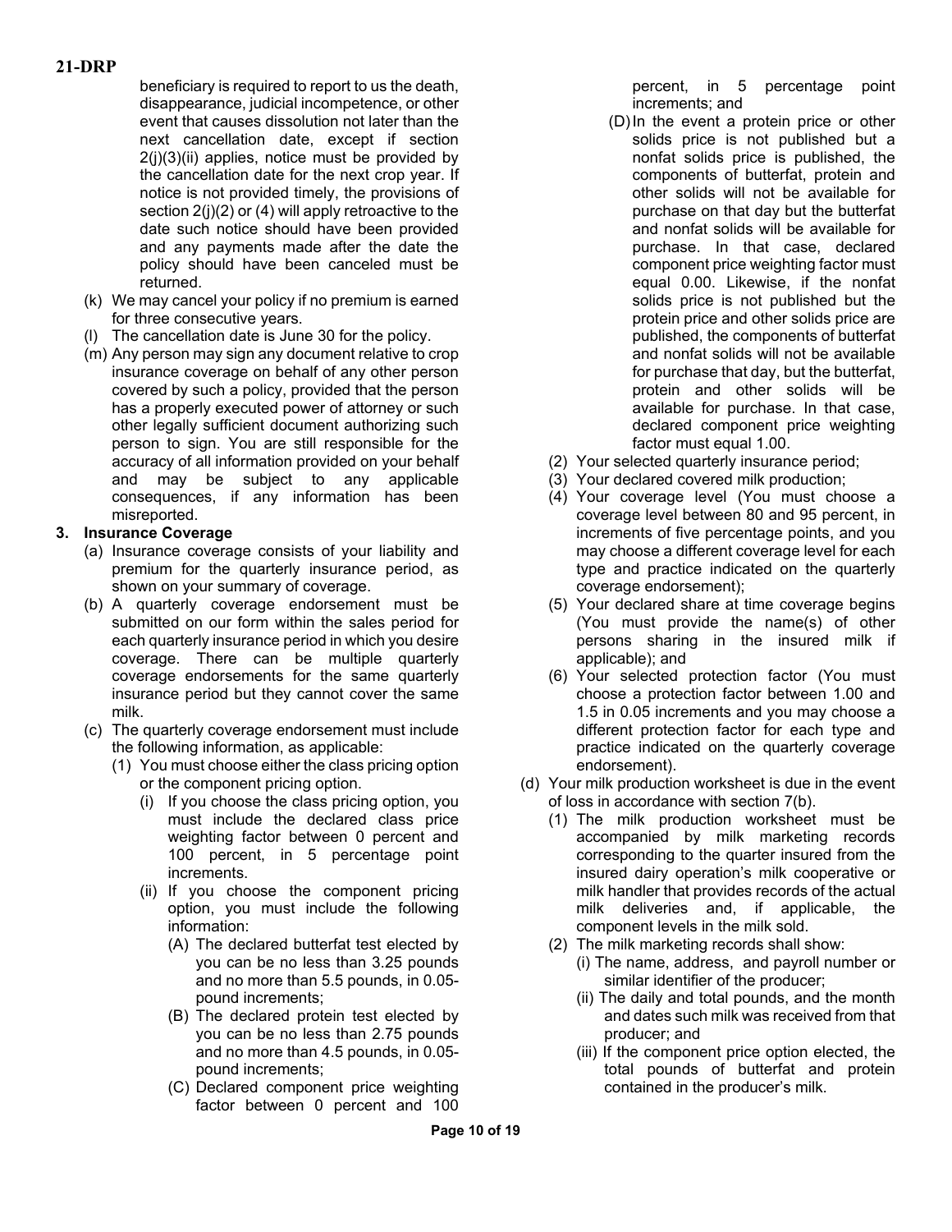beneficiary is required to report to us the death, disappearance, judicial incompetence, or other event that causes dissolution not later than the next cancellation date, except if section 2(j)(3)(ii) applies, notice must be provided by the cancellation date for the next crop year. If notice is not provided timely, the provisions of section 2(j)(2) or (4) will apply retroactive to the date such notice should have been provided and any payments made after the date the policy should have been canceled must be returned.

(k) We may cancel your policy if no premium is earned for three consecutive years.

(l) The cancellation date is June 30 for the policy.

(m) Any person may sign any document relative to crop insurance coverage on behalf of any other person covered by such a policy, provided that the person has a properly executed power of attorney or such other legally sufficient document authorizing such person to sign. You are still responsible for the accuracy of all information provided on your behalf and may be subject to any applicable consequences, if any information has been misreported.

**3. Insurance Coverage**

(a) Insurance coverage consists of your liability and premium for the quarterly insurance period, as shown on your summary of coverage.

(b) A quarterly coverage endorsement must be submitted on our form within the sales period for each quarterly insurance period in which you desire coverage. There can be multiple quarterly coverage endorsements for the same quarterly insurance period but they cannot cover the same milk.

(c) The quarterly coverage endorsement must include the following information, as applicable:

(1) You must choose either the class pricing option or the component pricing option.

(i) If you choose the class pricing option, you must include the declared class price weighting factor between 0 percent and 100 percent, in 5 percentage point increments.

(ii) If you choose the component pricing option, you must include the following information:

(A) The declared butterfat test elected by you can be no less than 3.25 pounds and no more than 5.5 pounds, in 0.05-pound increments;

(B) The declared protein test elected by you can be no less than 2.75 pounds and no more than 4.5 pounds, in 0.05-pound increments;

(C) Declared component price weighting factor between 0 percent and 100 percent, in 5 percentage point increments; and

(D) In the event a protein price or other solids price is not published but a nonfat solids price is published, the components of butterfat, protein and other solids will not be available for purchase on that day but the butterfat and nonfat solids will be available for purchase. In that case, declared component price weighting factor must equal 0.00. Likewise, if the nonfat solids price is not published but the protein price and other solids price are published, the components of butterfat and nonfat solids will not be available for purchase that day, but the butterfat, protein and other solids will be available for purchase. In that case, declared component price weighting factor must equal 1.00.

(2) Your selected quarterly insurance period;

(3) Your declared covered milk production;

(4) Your coverage level (You must choose a coverage level between 80 and 95 percent, in increments of five percentage points, and you may choose a different coverage level for each type and practice indicated on the quarterly coverage endorsement);

(5) Your declared share at time coverage begins (You must provide the name(s) of other persons sharing in the insured milk if applicable); and

(6) Your selected protection factor (You must choose a protection factor between 1.00 and 1.5 in 0.05 increments and you may choose a different protection factor for each type and practice indicated on the quarterly coverage endorsement).

(d) Your milk production worksheet is due in the event of loss in accordance with section 7(b).

(1) The milk production worksheet must be accompanied by milk marketing records corresponding to the quarter insured from the insured dairy operation's milk cooperative or milk handler that provides records of the actual milk deliveries and, if applicable, the component levels in the milk sold.

(2) The milk marketing records shall show:

(i) The name, address, and payroll number or similar identifier of the producer;

(ii) The daily and total pounds, and the month and dates such milk was received from that producer; and

(iii) If the component price option elected, the total pounds of butterfat and protein contained in the producer's milk.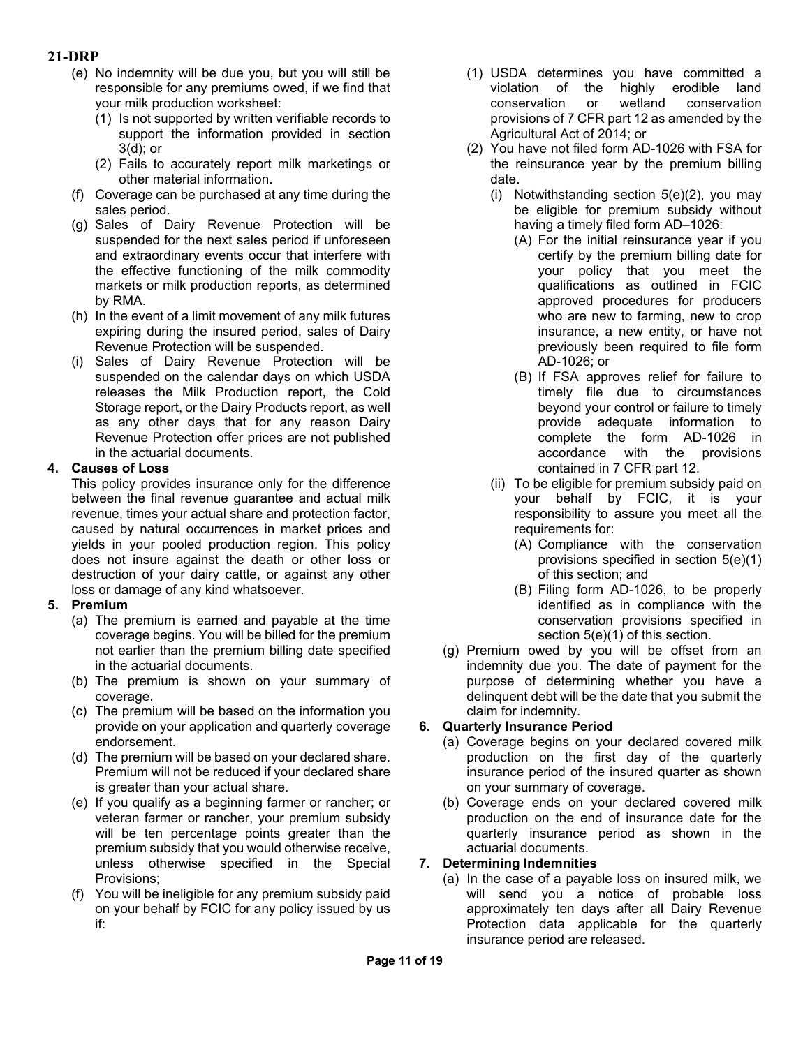(e) No indemnity will be due you, but you will still be responsible for any premiums owed, if we find that your milk production worksheet:

   (1) Is not supported by written verifiable records to support the information provided in section 3(d); or

   (2) Fails to accurately report milk marketings or other material information.

(f) Coverage can be purchased at any time during the sales period.

(g) Sales of Dairy Revenue Protection will be suspended for the next sales period if unforeseen and extraordinary events occur that interfere with the effective functioning of the milk commodity markets or milk production reports, as determined by RMA.

(h) In the event of a limit movement of any milk futures expiring during the insured period, sales of Dairy Revenue Protection will be suspended.

(i) Sales of Dairy Revenue Protection will be suspended on the calendar days on which USDA releases the Milk Production report, the Cold Storage report, or the Dairy Products report, as well as any other days that for any reason Dairy Revenue Protection offer prices are not published in the actuarial documents.

**4. Causes of Loss**

This policy provides insurance only for the difference between the final revenue guarantee and actual milk revenue, times your actual share and protection factor, caused by natural occurrences in market prices and yields in your pooled production region. This policy does not insure against the death or other loss or destruction of your dairy cattle, or against any other loss or damage of any kind whatsoever.

**5. Premium**

(a) The premium is earned and payable at the time coverage begins. You will be billed for the premium not earlier than the premium billing date specified in the actuarial documents.

(b) The premium is shown on your summary of coverage.

(c) The premium will be based on the information you provide on your application and quarterly coverage endorsement.

(d) The premium will be based on your declared share. Premium will not be reduced if your declared share is greater than your actual share.

(e) If you qualify as a beginning farmer or rancher; or veteran farmer or rancher, your premium subsidy will be ten percentage points greater than the premium subsidy that you would otherwise receive, unless otherwise specified in the Special Provisions;

(f) You will be ineligible for any premium subsidy paid on your behalf by FCIC for any policy issued by us if:

   (1) USDA determines you have committed a violation of the highly erodible land conservation or wetland conservation provisions of 7 CFR part 12 as amended by the Agricultural Act of 2014; or

   (2) You have not filed form AD-1026 with FSA for the reinsurance year by the premium billing date.

      (i) Notwithstanding section 5(e)(2), you may be eligible for premium subsidy without having a timely filed form AD–1026:

         (A) For the initial reinsurance year if you certify by the premium billing date for your policy that you meet the qualifications as outlined in FCIC approved procedures for producers who are new to farming, new to crop insurance, a new entity, or have not previously been required to file form AD-1026; or

         (B) If FSA approves relief for failure to timely file due to circumstances beyond your control or failure to timely provide adequate information to complete the form AD-1026 in accordance with the provisions contained in 7 CFR part 12.

      (ii) To be eligible for premium subsidy paid on your behalf by FCIC, it is your responsibility to assure you meet all the requirements for:

         (A) Compliance with the conservation provisions specified in section 5(e)(1) of this section; and

         (B) Filing form AD-1026, to be properly identified as in compliance with the conservation provisions specified in section 5(e)(1) of this section.

(g) Premium owed by you will be offset from an indemnity due you. The date of payment for the purpose of determining whether you have a delinquent debt will be the date that you submit the claim for indemnity.

**6. Quarterly Insurance Period**

(a) Coverage begins on your declared covered milk production on the first day of the quarterly insurance period of the insured quarter as shown on your summary of coverage.

(b) Coverage ends on your declared covered milk production on the end of insurance date for the quarterly insurance period as shown in the actuarial documents.

**7. Determining Indemnities**

(a) In the case of a payable loss on insured milk, we will send you a notice of probable loss approximately ten days after all Dairy Revenue Protection data applicable for the quarterly insurance period are released.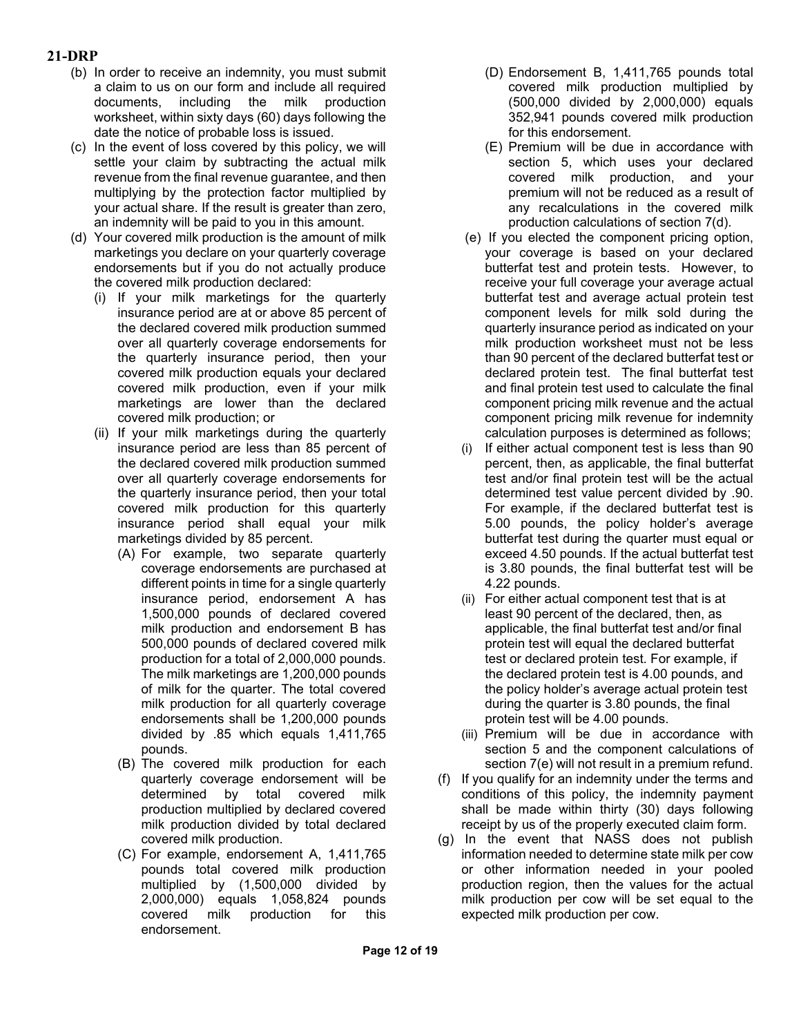(b) In order to receive an indemnity, you must submit a claim to us on our form and include all required documents, including the milk production worksheet, within sixty days (60) days following the date the notice of probable loss is issued.

(c) In the event of loss covered by this policy, we will settle your claim by subtracting the actual milk revenue from the final revenue guarantee, and then multiplying by the protection factor multiplied by your actual share. If the result is greater than zero, an indemnity will be paid to you in this amount.

(d) Your covered milk production is the amount of milk marketings you declare on your quarterly coverage endorsements but if you do not actually produce the covered milk production declared:

   (i) If your milk marketings for the quarterly insurance period are at or above 85 percent of the declared covered milk production summed over all quarterly coverage endorsements for the quarterly insurance period, then your covered milk production equals your declared covered milk production, even if your milk marketings are lower than the declared covered milk production; or

   (ii) If your milk marketings during the quarterly insurance period are less than 85 percent of the declared covered milk production summed over all quarterly coverage endorsements for the quarterly insurance period, then your total covered milk production for this quarterly insurance period shall equal your milk marketings divided by 85 percent.

      (A) For example, two separate quarterly coverage endorsements are purchased at different points in time for a single quarterly insurance period, endorsement A has 1,500,000 pounds of declared covered milk production and endorsement B has 500,000 pounds of declared covered milk production for a total of 2,000,000 pounds. The milk marketings are 1,200,000 pounds of milk for the quarter. The total covered milk production for all quarterly coverage endorsements shall be 1,200,000 pounds divided by .85 which equals 1,411,765 pounds.

      (B) The covered milk production for each quarterly coverage endorsement will be determined by total covered milk production multiplied by declared covered milk production divided by total declared covered milk production.

      (C) For example, endorsement A, 1,411,765 pounds total covered milk production multiplied by (1,500,000 divided by 2,000,000) equals 1,058,824 pounds covered milk production for this endorsement.

      (D) Endorsement B, 1,411,765 pounds total covered milk production multiplied by (500,000 divided by 2,000,000) equals 352,941 pounds covered milk production for this endorsement.

      (E) Premium will be due in accordance with section 5, which uses your declared covered milk production, and your premium will not be reduced as a result of any recalculations in the covered milk production calculations of section 7(d).

(e) If you elected the component pricing option, your coverage is based on your declared butterfat test and protein tests. However, to receive your full coverage your average actual butterfat test and average actual protein test component levels for milk sold during the quarterly insurance period as indicated on your milk production worksheet must not be less than 90 percent of the declared butterfat test or declared protein test. The final butterfat test and final protein test used to calculate the final component pricing milk revenue and the actual component pricing milk revenue for indemnity calculation purposes is determined as follows;

   (i) If either actual component test is less than 90 percent, then, as applicable, the final butterfat test and/or final protein test will be the actual determined test value percent divided by .90. For example, if the declared butterfat test is 5.00 pounds, the policy holder's average butterfat test during the quarter must equal or exceed 4.50 pounds. If the actual butterfat test is 3.80 pounds, the final butterfat test will be 4.22 pounds.

   (ii) For either actual component test that is at least 90 percent of the declared, then, as applicable, the final butterfat test and/or final protein test will equal the declared butterfat test or declared protein test. For example, if the declared protein test is 4.00 pounds, and the policy holder's average actual protein test during the quarter is 3.80 pounds, the final protein test will be 4.00 pounds.

   (iii) Premium will be due in accordance with section 5 and the component calculations of section 7(e) will not result in a premium refund.

(f) If you qualify for an indemnity under the terms and conditions of this policy, the indemnity payment shall be made within thirty (30) days following receipt by us of the properly executed claim form.

(g) In the event that NASS does not publish information needed to determine state milk per cow or other information needed in your pooled production region, then the values for the actual milk production per cow will be set equal to the expected milk production per cow.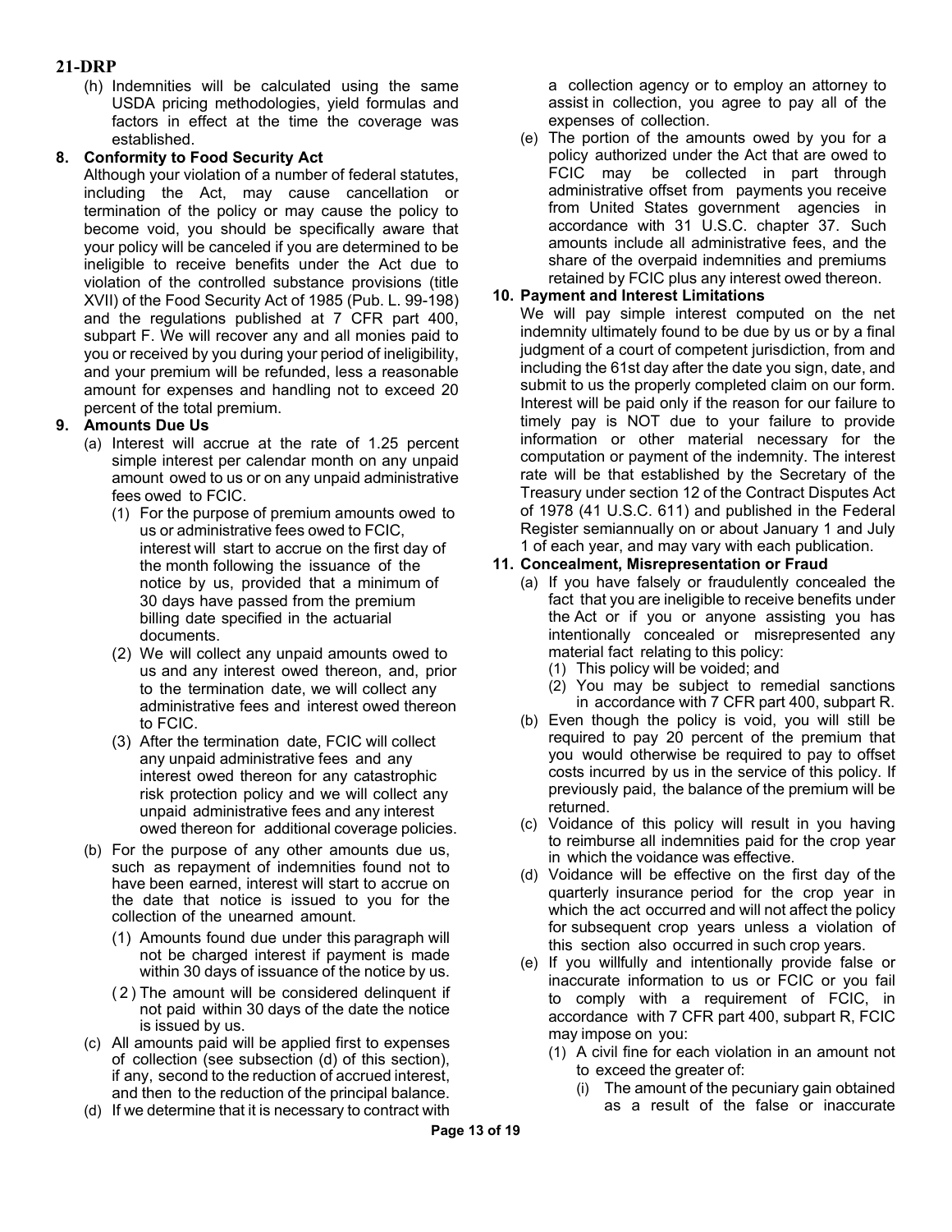(h) Indemnities will be calculated using the same USDA pricing methodologies, yield formulas and factors in effect at the time the coverage was established.

**8. Conformity to Food Security Act**

Although your violation of a number of federal statutes, including the Act, may cause cancellation or termination of the policy or may cause the policy to become void, you should be specifically aware that your policy will be canceled if you are determined to be ineligible to receive benefits under the Act due to violation of the controlled substance provisions (title XVII) of the Food Security Act of 1985 (Pub. L. 99-198) and the regulations published at 7 CFR part 400, subpart F. We will recover any and all monies paid to you or received by you during your period of ineligibility, and your premium will be refunded, less a reasonable amount for expenses and handling not to exceed 20 percent of the total premium.

**9. Amounts Due Us**

(a) Interest will accrue at the rate of 1.25 percent simple interest per calendar month on any unpaid amount owed to us or on any unpaid administrative fees owed to FCIC.

(1) For the purpose of premium amounts owed to us or administrative fees owed to FCIC, interest will start to accrue on the first day of the month following the issuance of the notice by us, provided that a minimum of 30 days have passed from the premium billing date specified in the actuarial documents.

(2) We will collect any unpaid amounts owed to us and any interest owed thereon, and, prior to the termination date, we will collect any administrative fees and interest owed thereon to FCIC.

(3) After the termination date, FCIC will collect any unpaid administrative fees and any interest owed thereon for any catastrophic risk protection policy and we will collect any unpaid administrative fees and any interest owed thereon for additional coverage policies.

(b) For the purpose of any other amounts due us, such as repayment of indemnities found not to have been earned, interest will start to accrue on the date that notice is issued to you for the collection of the unearned amount.

(1) Amounts found due under this paragraph will not be charged interest if payment is made within 30 days of issuance of the notice by us.

(2) The amount will be considered delinquent if not paid within 30 days of the date the notice is issued by us.

(c) All amounts paid will be applied first to expenses of collection (see subsection (d) of this section), if any, second to the reduction of accrued interest, and then to the reduction of the principal balance.

(d) If we determine that it is necessary to contract with a collection agency or to employ an attorney to assist in collection, you agree to pay all of the expenses of collection.

(e) The portion of the amounts owed by you for a policy authorized under the Act that are owed to FCIC may be collected in part through administrative offset from payments you receive from United States government agencies in accordance with 31 U.S.C. chapter 37. Such amounts include all administrative fees, and the share of the overpaid indemnities and premiums retained by FCIC plus any interest owed thereon.

**10. Payment and Interest Limitations**

We will pay simple interest computed on the net indemnity ultimately found to be due by us or by a final judgment of a court of competent jurisdiction, from and including the 61st day after the date you sign, date, and submit to us the properly completed claim on our form. Interest will be paid only if the reason for our failure to timely pay is NOT due to your failure to provide information or other material necessary for the computation or payment of the indemnity. The interest rate will be that established by the Secretary of the Treasury under section 12 of the Contract Disputes Act of 1978 (41 U.S.C. 611) and published in the Federal Register semiannually on or about January 1 and July 1 of each year, and may vary with each publication.

**11. Concealment, Misrepresentation or Fraud**

(a) If you have falsely or fraudulently concealed the fact that you are ineligible to receive benefits under the Act or if you or anyone assisting you has intentionally concealed or misrepresented any material fact relating to this policy:

(1) This policy will be voided; and

(2) You may be subject to remedial sanctions in accordance with 7 CFR part 400, subpart R.

(b) Even though the policy is void, you will still be required to pay 20 percent of the premium that you would otherwise be required to pay to offset costs incurred by us in the service of this policy. If previously paid, the balance of the premium will be returned.

(c) Voidance of this policy will result in you having to reimburse all indemnities paid for the crop year in which the voidance was effective.

(d) Voidance will be effective on the first day of the quarterly insurance period for the crop year in which the act occurred and will not affect the policy for subsequent crop years unless a violation of this section also occurred in such crop years.

(e) If you willfully and intentionally provide false or inaccurate information to us or FCIC or you fail to comply with a requirement of FCIC, in accordance with 7 CFR part 400, subpart R, FCIC may impose on you:

(1) A civil fine for each violation in an amount not to exceed the greater of:

(i) The amount of the pecuniary gain obtained as a result of the false or inaccurate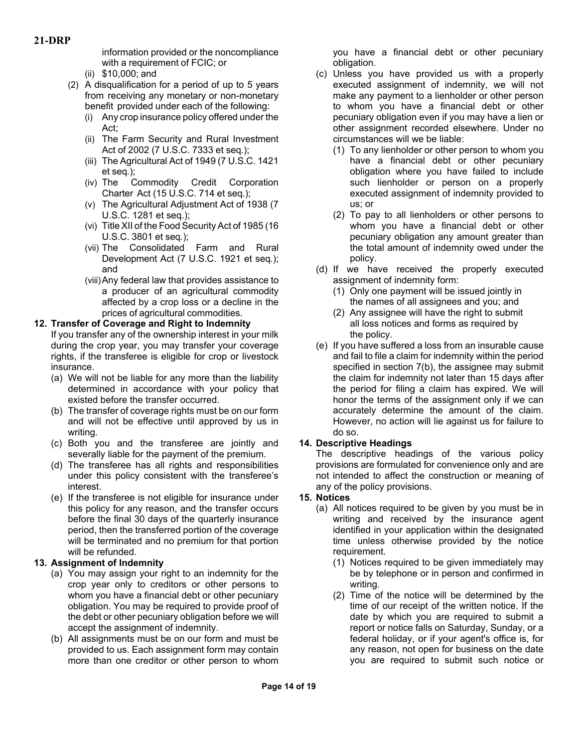information provided or the noncompliance with a requirement of FCIC; or

(ii) $10,000; and

(2) A disqualification for a period of up to 5 years from receiving any monetary or non-monetary benefit provided under each of the following:

(i) Any crop insurance policy offered under the Act;

(ii) The Farm Security and Rural Investment Act of 2002 (7 U.S.C. 7333 et seq.);

(iii) The Agricultural Act of 1949 (7 U.S.C. 1421 et seq.);

(iv) The Commodity Credit Corporation Charter Act (15 U.S.C. 714 et seq.);

(v) The Agricultural Adjustment Act of 1938 (7 U.S.C. 1281 et seq.);

(vi) Title XII of the Food Security Act of 1985 (16 U.S.C. 3801 et seq.);

(vii) The Consolidated Farm and Rural Development Act (7 U.S.C. 1921 et seq.); and

(viii) Any federal law that provides assistance to a producer of an agricultural commodity affected by a crop loss or a decline in the prices of agricultural commodities.

**12. Transfer of Coverage and Right to Indemnity**

If you transfer any of the ownership interest in your milk during the crop year, you may transfer your coverage rights, if the transferee is eligible for crop or livestock insurance.

(a) We will not be liable for any more than the liability determined in accordance with your policy that existed before the transfer occurred.

(b) The transfer of coverage rights must be on our form and will not be effective until approved by us in writing.

(c) Both you and the transferee are jointly and severally liable for the payment of the premium.

(d) The transferee has all rights and responsibilities under this policy consistent with the transferee's interest.

(e) If the transferee is not eligible for insurance under this policy for any reason, and the transfer occurs before the final 30 days of the quarterly insurance period, then the transferred portion of the coverage will be terminated and no premium for that portion will be refunded.

**13. Assignment of Indemnity**

(a) You may assign your right to an indemnity for the crop year only to creditors or other persons to whom you have a financial debt or other pecuniary obligation. You may be required to provide proof of the debt or other pecuniary obligation before we will accept the assignment of indemnity.

(b) All assignments must be on our form and must be provided to us. Each assignment form may contain more than one creditor or other person to whom you have a financial debt or other pecuniary obligation.

(c) Unless you have provided us with a properly executed assignment of indemnity, we will not make any payment to a lienholder or other person to whom you have a financial debt or other pecuniary obligation even if you may have a lien or other assignment recorded elsewhere. Under no circumstances will we be liable:

(1) To any lienholder or other person to whom you have a financial debt or other pecuniary obligation where you have failed to include such lienholder or person on a properly executed assignment of indemnity provided to us; or

(2) To pay to all lienholders or other persons to whom you have a financial debt or other pecuniary obligation any amount greater than the total amount of indemnity owed under the policy.

(d) If we have received the properly executed assignment of indemnity form:

(1) Only one payment will be issued jointly in the names of all assignees and you; and

(2) Any assignee will have the right to submit all loss notices and forms as required by the policy.

(e) If you have suffered a loss from an insurable cause and fail to file a claim for indemnity within the period specified in section 7(b), the assignee may submit the claim for indemnity not later than 15 days after the period for filing a claim has expired. We will honor the terms of the assignment only if we can accurately determine the amount of the claim. However, no action will lie against us for failure to do so.

**14. Descriptive Headings**

The descriptive headings of the various policy provisions are formulated for convenience only and are not intended to affect the construction or meaning of any of the policy provisions.

**15. Notices**

(a) All notices required to be given by you must be in writing and received by the insurance agent identified in your application within the designated time unless otherwise provided by the notice requirement.

(1) Notices required to be given immediately may be by telephone or in person and confirmed in writing.

(2) Time of the notice will be determined by the time of our receipt of the written notice. If the date by which you are required to submit a report or notice falls on Saturday, Sunday, or a federal holiday, or if your agent's office is, for any reason, not open for business on the date you are required to submit such notice or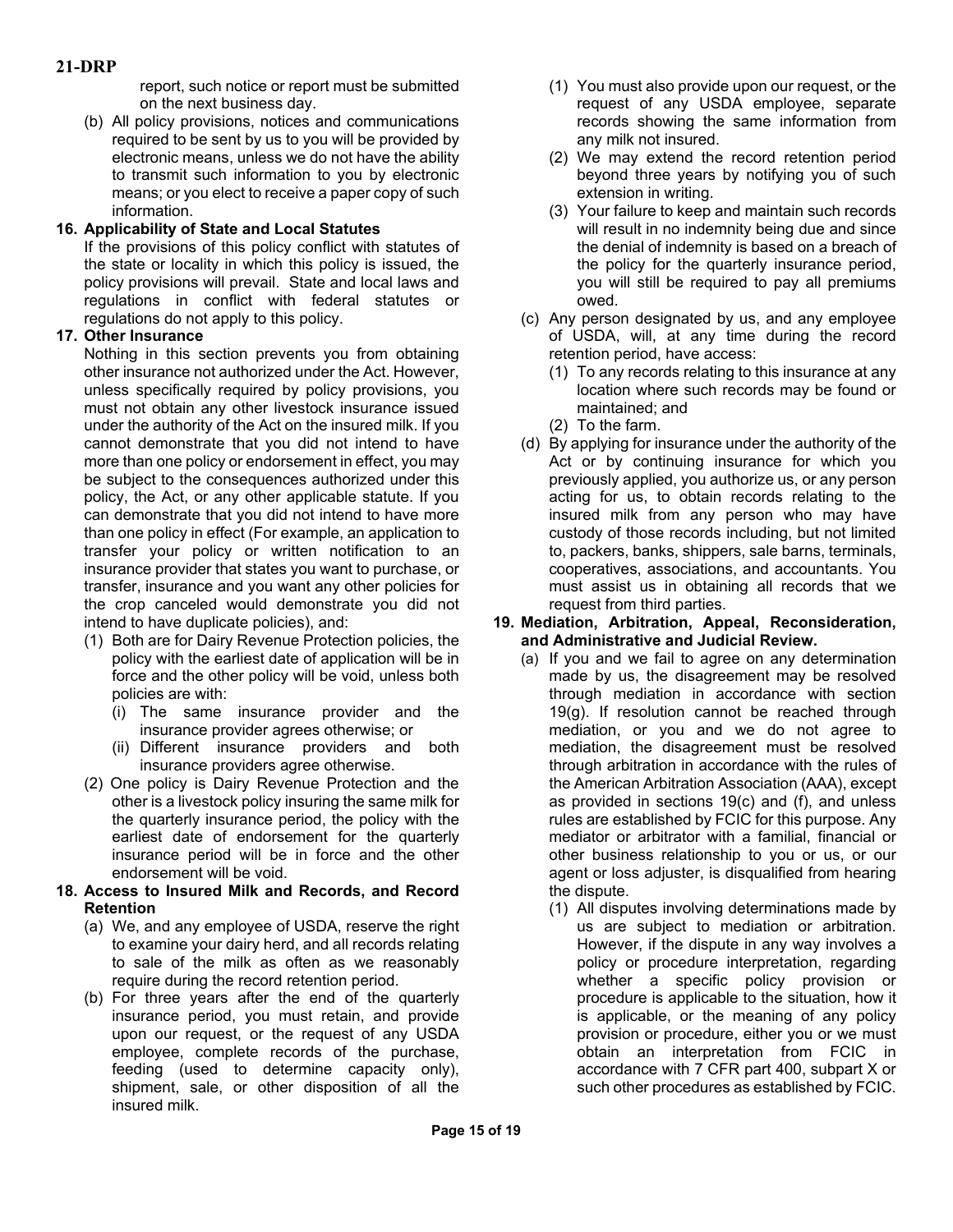report, such notice or report must be submitted on the next business day.

(b) All policy provisions, notices and communications required to be sent by us to you will be provided by electronic means, unless we do not have the ability to transmit such information to you by electronic means; or you elect to receive a paper copy of such information.

**16. Applicability of State and Local Statutes**

If the provisions of this policy conflict with statutes of the state or locality in which this policy is issued, the policy provisions will prevail. State and local laws and regulations in conflict with federal statutes or regulations do not apply to this policy.

**17. Other Insurance**

Nothing in this section prevents you from obtaining other insurance not authorized under the Act. However, unless specifically required by policy provisions, you must not obtain any other livestock insurance issued under the authority of the Act on the insured milk. If you cannot demonstrate that you did not intend to have more than one policy or endorsement in effect, you may be subject to the consequences authorized under this policy, the Act, or any other applicable statute. If you can demonstrate that you did not intend to have more than one policy in effect (For example, an application to transfer your policy or written notification to an insurance provider that states you want to purchase, or transfer, insurance and you want any other policies for the crop canceled would demonstrate you did not intend to have duplicate policies), and:

(1) Both are for Dairy Revenue Protection policies, the policy with the earliest date of application will be in force and the other policy will be void, unless both policies are with:

(i) The same insurance provider and the insurance provider agrees otherwise; or

(ii) Different insurance providers and both insurance providers agree otherwise.

(2) One policy is Dairy Revenue Protection and the other is a livestock policy insuring the same milk for the quarterly insurance period, the policy with the earliest date of endorsement for the quarterly insurance period will be in force and the other endorsement will be void.

**18. Access to Insured Milk and Records, and Record Retention**

(a) We, and any employee of USDA, reserve the right to examine your dairy herd, and all records relating to sale of the milk as often as we reasonably require during the record retention period.

(b) For three years after the end of the quarterly insurance period, you must retain, and provide upon our request, or the request of any USDA employee, complete records of the purchase, feeding (used to determine capacity only), shipment, sale, or other disposition of all the insured milk.

(1) You must also provide upon our request, or the request of any USDA employee, separate records showing the same information from any milk not insured.

(2) We may extend the record retention period beyond three years by notifying you of such extension in writing.

(3) Your failure to keep and maintain such records will result in no indemnity being due and since the denial of indemnity is based on a breach of the policy for the quarterly insurance period, you will still be required to pay all premiums owed.

(c) Any person designated by us, and any employee of USDA, will, at any time during the record retention period, have access:

(1) To any records relating to this insurance at any location where such records may be found or maintained; and

(2) To the farm.

(d) By applying for insurance under the authority of the Act or by continuing insurance for which you previously applied, you authorize us, or any person acting for us, to obtain records relating to the insured milk from any person who may have custody of those records including, but not limited to, packers, banks, shippers, sale barns, terminals, cooperatives, associations, and accountants. You must assist us in obtaining all records that we request from third parties.

**19. Mediation, Arbitration, Appeal, Reconsideration, and Administrative and Judicial Review.**

(a) If you and we fail to agree on any determination made by us, the disagreement may be resolved through mediation in accordance with section 19(g). If resolution cannot be reached through mediation, or you and we do not agree to mediation, the disagreement must be resolved through arbitration in accordance with the rules of the American Arbitration Association (AAA), except as provided in sections 19(c) and (f), and unless rules are established by FCIC for this purpose. Any mediator or arbitrator with a familial, financial or other business relationship to you or us, or our agent or loss adjuster, is disqualified from hearing the dispute.

(1) All disputes involving determinations made by us are subject to mediation or arbitration. However, if the dispute in any way involves a policy or procedure interpretation, regarding whether a specific policy provision or procedure is applicable to the situation, how it is applicable, or the meaning of any policy provision or procedure, either you or we must obtain an interpretation from FCIC in accordance with 7 CFR part 400, subpart X or such other procedures as established by FCIC.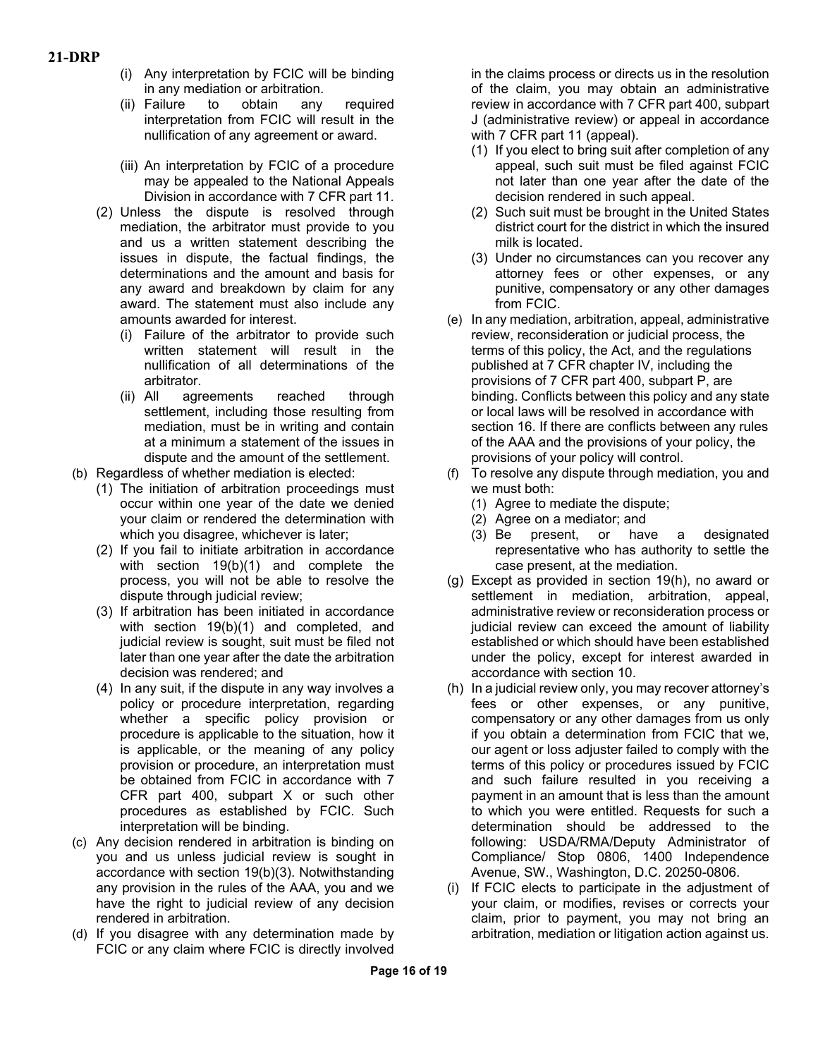(i) Any interpretation by FCIC will be binding in any mediation or arbitration.

(ii) Failure to obtain any required interpretation from FCIC will result in the nullification of any agreement or award.

(iii) An interpretation by FCIC of a procedure may be appealed to the National Appeals Division in accordance with 7 CFR part 11.

(2) Unless the dispute is resolved through mediation, the arbitrator must provide to you and us a written statement describing the issues in dispute, the factual findings, the determinations and the amount and basis for any award and breakdown by claim for any award. The statement must also include any amounts awarded for interest.

(i) Failure of the arbitrator to provide such written statement will result in the nullification of all determinations of the arbitrator.

(ii) All agreements reached through settlement, including those resulting from mediation, must be in writing and contain at a minimum a statement of the issues in dispute and the amount of the settlement.

(b) Regardless of whether mediation is elected:

(1) The initiation of arbitration proceedings must occur within one year of the date we denied your claim or rendered the determination with which you disagree, whichever is later;

(2) If you fail to initiate arbitration in accordance with section 19(b)(1) and complete the process, you will not be able to resolve the dispute through judicial review;

(3) If arbitration has been initiated in accordance with section 19(b)(1) and completed, and judicial review is sought, suit must be filed not later than one year after the date the arbitration decision was rendered; and

(4) In any suit, if the dispute in any way involves a policy or procedure interpretation, regarding whether a specific policy provision or procedure is applicable to the situation, how it is applicable, or the meaning of any policy provision or procedure, an interpretation must be obtained from FCIC in accordance with 7 CFR part 400, subpart X or such other procedures as established by FCIC. Such interpretation will be binding.

(c) Any decision rendered in arbitration is binding on you and us unless judicial review is sought in accordance with section 19(b)(3). Notwithstanding any provision in the rules of the AAA, you and we have the right to judicial review of any decision rendered in arbitration.

(d) If you disagree with any determination made by FCIC or any claim where FCIC is directly involved in the claims process or directs us in the resolution of the claim, you may obtain an administrative review in accordance with 7 CFR part 400, subpart J (administrative review) or appeal in accordance with 7 CFR part 11 (appeal).

(1) If you elect to bring suit after completion of any appeal, such suit must be filed against FCIC not later than one year after the date of the decision rendered in such appeal.

(2) Such suit must be brought in the United States district court for the district in which the insured milk is located.

(3) Under no circumstances can you recover any attorney fees or other expenses, or any punitive, compensatory or any other damages from FCIC.

(e) In any mediation, arbitration, appeal, administrative review, reconsideration or judicial process, the terms of this policy, the Act, and the regulations published at 7 CFR chapter IV, including the provisions of 7 CFR part 400, subpart P, are binding. Conflicts between this policy and any state or local laws will be resolved in accordance with section 16. If there are conflicts between any rules of the AAA and the provisions of your policy, the provisions of your policy will control.

(f) To resolve any dispute through mediation, you and we must both:

(1) Agree to mediate the dispute;

(2) Agree on a mediator; and

(3) Be present, or have a designated representative who has authority to settle the case present, at the mediation.

(g) Except as provided in section 19(h), no award or settlement in mediation, arbitration, appeal, administrative review or reconsideration process or judicial review can exceed the amount of liability established or which should have been established under the policy, except for interest awarded in accordance with section 10.

(h) In a judicial review only, you may recover attorney's fees or other expenses, or any punitive, compensatory or any other damages from us only if you obtain a determination from FCIC that we, our agent or loss adjuster failed to comply with the terms of this policy or procedures issued by FCIC and such failure resulted in you receiving a payment in an amount that is less than the amount to which you were entitled. Requests for such a determination should be addressed to the following: USDA/RMA/Deputy Administrator of Compliance/ Stop 0806, 1400 Independence Avenue, SW., Washington, D.C. 20250-0806.

(i) If FCIC elects to participate in the adjustment of your claim, or modifies, revises or corrects your claim, prior to payment, you may not bring an arbitration, mediation or litigation action against us.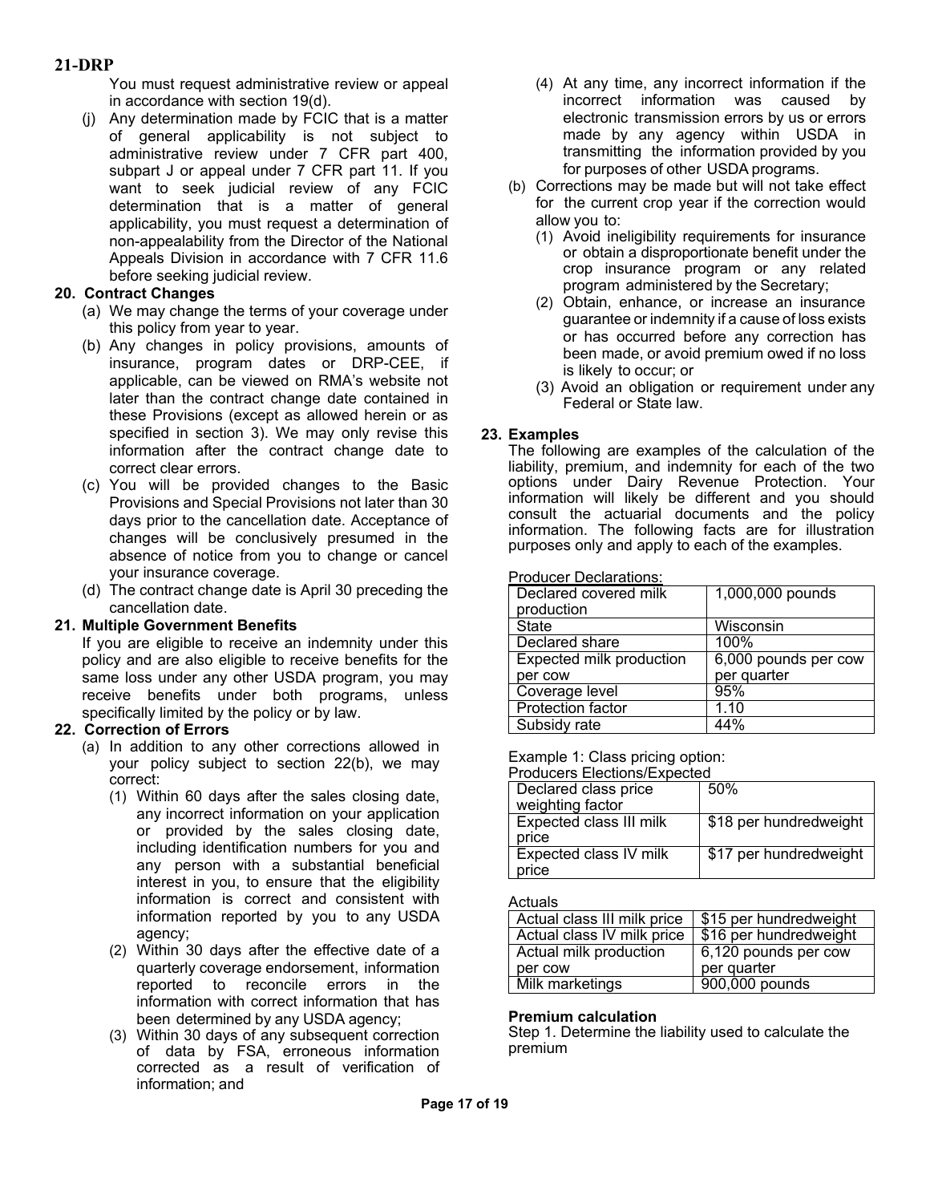You must request administrative review or appeal in accordance with section 19(d).

(j) Any determination made by FCIC that is a matter of general applicability is not subject to administrative review under 7 CFR part 400, subpart J or appeal under 7 CFR part 11. If you want to seek judicial review of any FCIC determination that is a matter of general applicability, you must request a determination of non-appealability from the Director of the National Appeals Division in accordance with 7 CFR 11.6 before seeking judicial review.

**20. Contract Changes**

(a) We may change the terms of your coverage under this policy from year to year.

(b) Any changes in policy provisions, amounts of insurance, program dates or DRP-CEE, if applicable, can be viewed on RMA's website not later than the contract change date contained in these Provisions (except as allowed herein or as specified in section 3). We may only revise this information after the contract change date to correct clear errors.

(c) You will be provided changes to the Basic Provisions and Special Provisions not later than 30 days prior to the cancellation date. Acceptance of changes will be conclusively presumed in the absence of notice from you to change or cancel your insurance coverage.

(d) The contract change date is April 30 preceding the cancellation date.

**21. Multiple Government Benefits**

If you are eligible to receive an indemnity under this policy and are also eligible to receive benefits for the same loss under any other USDA program, you may receive benefits under both programs, unless specifically limited by the policy or by law.

**22. Correction of Errors**

(a) In addition to any other corrections allowed in your policy subject to section 22(b), we may correct:

(1) Within 60 days after the sales closing date, any incorrect information on your application or provided by the sales closing date, including identification numbers for you and any person with a substantial beneficial interest in you, to ensure that the eligibility information is correct and consistent with information reported by you to any USDA agency;

(2) Within 30 days after the effective date of a quarterly coverage endorsement, information reported to reconcile errors in the information with correct information that has been determined by any USDA agency;

(3) Within 30 days of any subsequent correction of data by FSA, erroneous information corrected as a result of verification of information; and

(4) At any time, any incorrect information if the incorrect information was caused by electronic transmission errors by us or errors made by any agency within USDA in transmitting the information provided by you for purposes of other USDA programs.

(b) Corrections may be made but will not take effect for the current crop year if the correction would allow you to:

(1) Avoid ineligibility requirements for insurance or obtain a disproportionate benefit under the crop insurance program or any related program administered by the Secretary;

(2) Obtain, enhance, or increase an insurance guarantee or indemnity if a cause of loss exists or has occurred before any correction has been made, or avoid premium owed if no loss is likely to occur; or

(3) Avoid an obligation or requirement under any Federal or State law.

**23. Examples**

The following are examples of the calculation of the liability, premium, and indemnity for each of the two options under Dairy Revenue Protection. Your information will likely be different and you should consult the actuarial documents and the policy information. The following facts are for illustration purposes only and apply to each of the examples.

Producer Declarations:

| | |
|---|---|
| Declared covered milk production | 1,000,000 pounds |
| State | Wisconsin |
| Declared share | 100% |
| Expected milk production per cow | 6,000 pounds per cow per quarter |
| Coverage level | 95% |
| Protection factor | 1.10 |
| Subsidy rate | 44% |

Example 1: Class pricing option:

Producers Elections/Expected

| | |
|---|---|
| Declared class price weighting factor | 50% |
| Expected class III milk price | $18 per hundredweight |
| Expected class IV milk price | $17 per hundredweight |

Actuals

| | |
|---|---|
| Actual class III milk price | $15 per hundredweight |
| Actual class IV milk price | $16 per hundredweight |
| Actual milk production per cow | 6,120 pounds per cow per quarter |
| Milk marketings | 900,000 pounds |

**Premium calculation**

Step 1. Determine the liability used to calculate the premium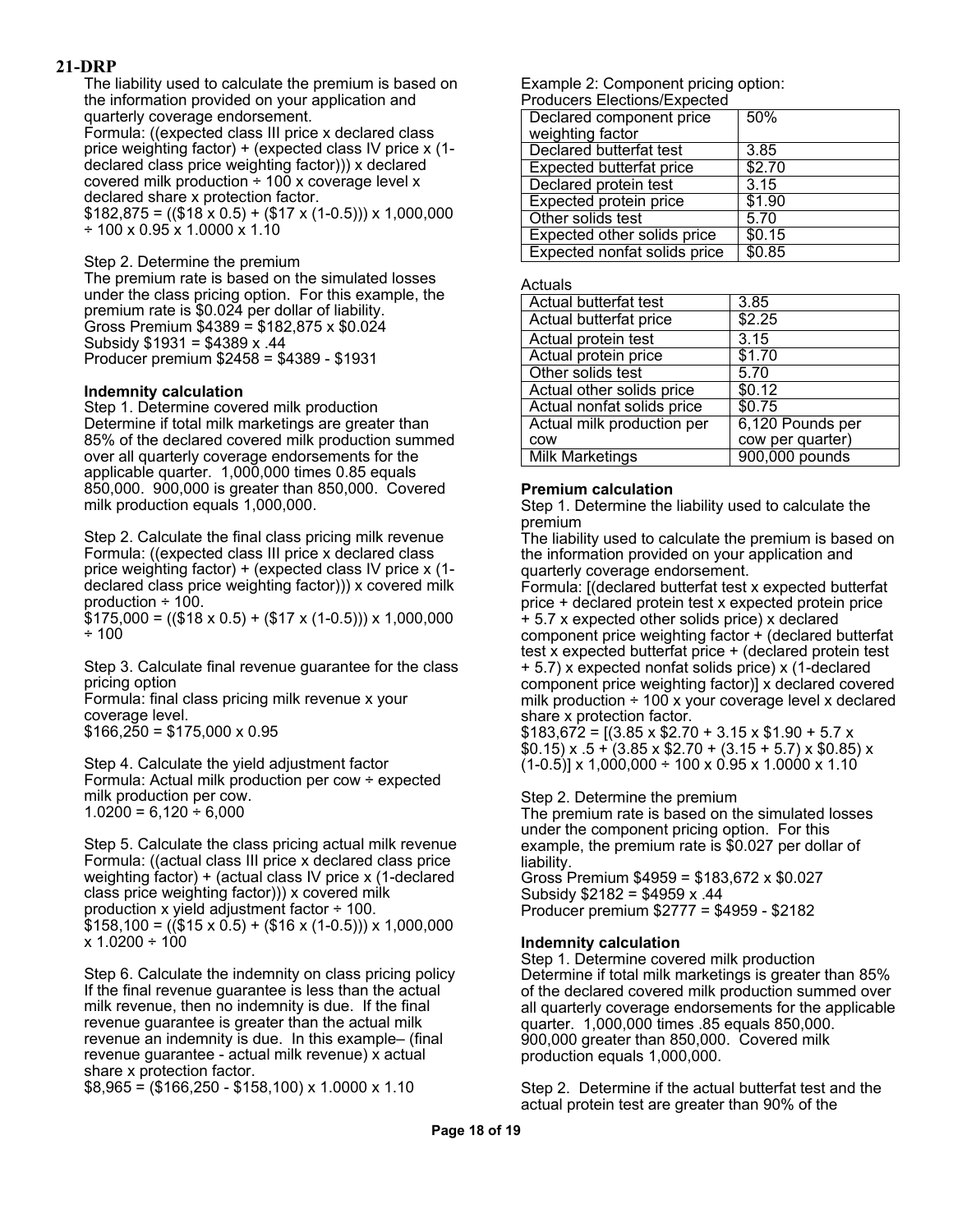## 21-DRP

The liability used to calculate the premium is based on the information provided on your application and quarterly coverage endorsement.

Formula: ((expected class III price x declared class price weighting factor) + (expected class IV price x (1-declared class price weighting factor))) x declared covered milk production ÷ 100 x coverage level x declared share x protection factor.

$182,875 = (($18 x 0.5) + ($17 x (1-0.5))) x 1,000,000 ÷ 100 x 0.95 x 1.0000 x 1.10

Step 2. Determine the premium

The premium rate is based on the simulated losses under the class pricing option. For this example, the premium rate is $0.024 per dollar of liability.

Gross Premium $4389 = $182,875 x $0.024

Subsidy $1931 = $4389 x .44

Producer premium $2458 = $4389 - $1931

**Indemnity calculation**

Step 1. Determine covered milk production

Determine if total milk marketings are greater than 85% of the declared covered milk production summed over all quarterly coverage endorsements for the applicable quarter. 1,000,000 times 0.85 equals 850,000. 900,000 is greater than 850,000. Covered milk production equals 1,000,000.

Step 2. Calculate the final class pricing milk revenue

Formula: ((expected class III price x declared class price weighting factor) + (expected class IV price x (1-declared class price weighting factor))) x covered milk production ÷ 100.

$175,000 = (($18 x 0.5) + ($17 x (1-0.5))) x 1,000,000 ÷ 100

Step 3. Calculate final revenue guarantee for the class pricing option

Formula: final class pricing milk revenue x your coverage level.

$166,250 = $175,000 x 0.95

Step 4. Calculate the yield adjustment factor

Formula: Actual milk production per cow ÷ expected milk production per cow.

1.0200 = 6,120 ÷ 6,000

Step 5. Calculate the class pricing actual milk revenue

Formula: ((actual class III price x declared class price weighting factor) + (actual class IV price x (1-declared class price weighting factor))) x covered milk production x yield adjustment factor ÷ 100.

$158,100 = (($15 x 0.5) + ($16 x (1-0.5))) x 1,000,000 x 1.0200 ÷ 100

Step 6. Calculate the indemnity on class pricing policy

If the final revenue guarantee is less than the actual milk revenue, then no indemnity is due. If the final revenue guarantee is greater than the actual milk revenue an indemnity is due. In this example– (final revenue guarantee - actual milk revenue) x actual share x protection factor.

$8,965 = ($166,250 - $158,100) x 1.0000 x 1.10

Example 2: Component pricing option:

Producers Elections/Expected

| Declared component price weighting factor | 50% |
|---|---|
| Declared butterfat test | 3.85 |
| Expected butterfat price | $2.70 |
| Declared protein test | 3.15 |
| Expected protein price | $1.90 |
| Other solids test | 5.70 |
| Expected other solids price | $0.15 |
| Expected nonfat solids price | $0.85 |

Actuals

| Actual butterfat test | 3.85 |
|---|---|
| Actual butterfat price | $2.25 |
| Actual protein test | 3.15 |
| Actual protein price | $1.70 |
| Other solids test | 5.70 |
| Actual other solids price | $0.12 |
| Actual nonfat solids price | $0.75 |
| Actual milk production per cow | 6,120 Pounds per cow per quarter) |
| Milk Marketings | 900,000 pounds |

**Premium calculation**

Step 1. Determine the liability used to calculate the premium

The liability used to calculate the premium is based on the information provided on your application and quarterly coverage endorsement.

Formula: [(declared butterfat test x expected butterfat price + declared protein test x expected protein price + 5.7 x expected other solids price) x declared component price weighting factor + (declared butterfat test x expected butterfat price + (declared protein test + 5.7) x expected nonfat solids price) x (1-declared component price weighting factor)] x declared covered milk production ÷ 100 x your coverage level x declared share x protection factor.

$183,672 = [(3.85 x $2.70 + 3.15 x $1.90 + 5.7 x $0.15) x .5 + (3.85 x $2.70 + (3.15 + 5.7) x $0.85) x (1-0.5)] x 1,000,000 ÷ 100 x 0.95 x 1.0000 x 1.10

Step 2. Determine the premium

The premium rate is based on the simulated losses under the component pricing option. For this example, the premium rate is $0.027 per dollar of liability.

Gross Premium $4959 = $183,672 x $0.027

Subsidy $2182 = $4959 x .44

Producer premium $2777 = $4959 - $2182

**Indemnity calculation**

Step 1. Determine covered milk production

Determine if total milk marketings is greater than 85% of the declared covered milk production summed over all quarterly coverage endorsements for the applicable quarter. 1,000,000 times .85 equals 850,000. 900,000 greater than 850,000. Covered milk production equals 1,000,000.

Step 2. Determine if the actual butterfat test and the actual protein test are greater than 90% of the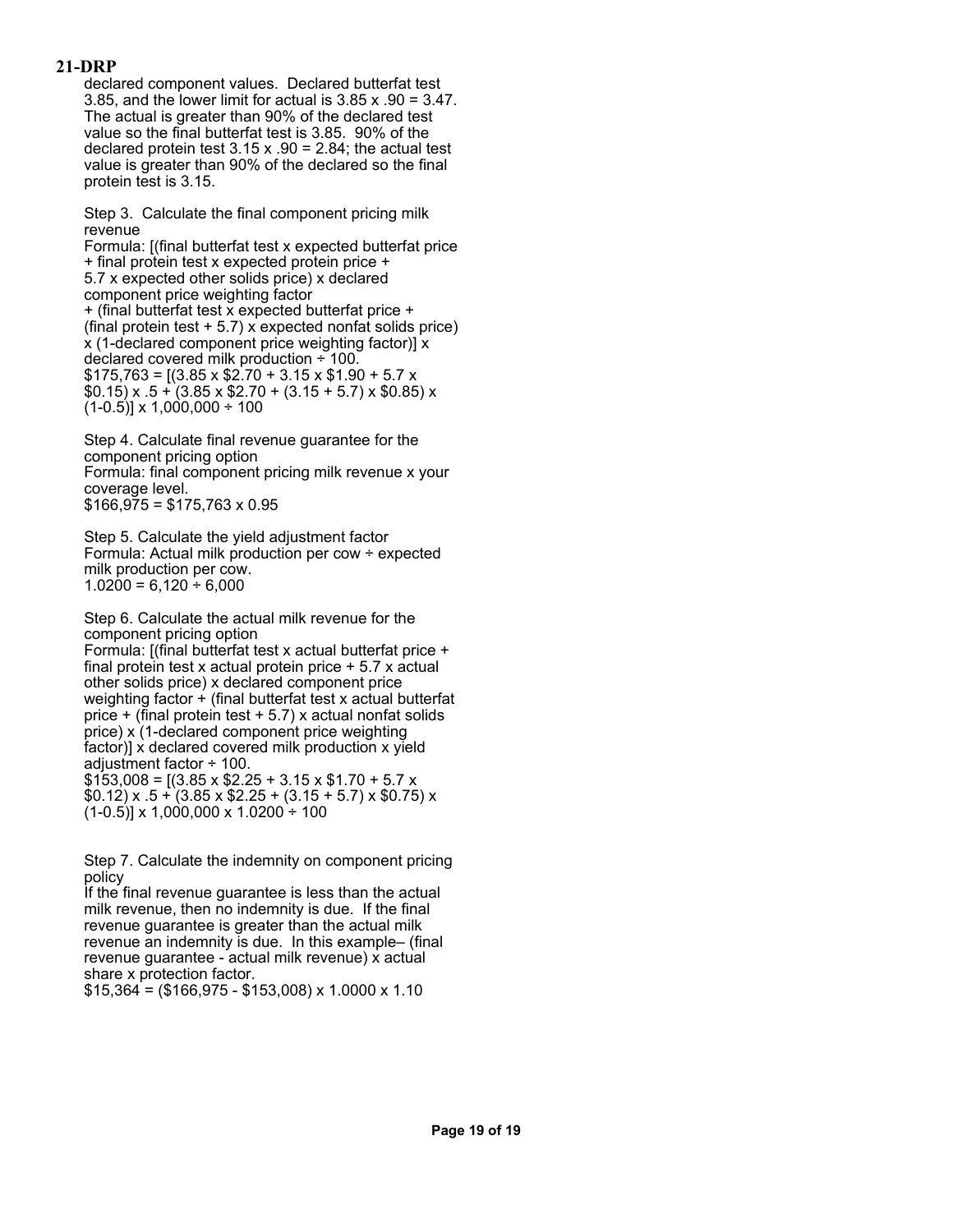declared component values. Declared butterfat test 3.85, and the lower limit for actual is 3.85 x .90 = 3.47. The actual is greater than 90% of the declared test value so the final butterfat test is 3.85. 90% of the declared protein test 3.15 x .90 = 2.84; the actual test value is greater than 90% of the declared so the final protein test is 3.15.

Step 3. Calculate the final component pricing milk revenue
Formula: [(final butterfat test x expected butterfat price + final protein test x expected protein price + 5.7 x expected other solids price) x declared component price weighting factor + (final butterfat test x expected butterfat price + (final protein test + 5.7) x expected nonfat solids price) x (1-declared component price weighting factor)] x declared covered milk production ÷ 100.
$175,763 = [(3.85 x $2.70 + 3.15 x $1.90 + 5.7 x $0.15) x .5 + (3.85 x $2.70 + (3.15 + 5.7) x $0.85) x (1-0.5)] x 1,000,000 ÷ 100

Step 4. Calculate final revenue guarantee for the component pricing option
Formula: final component pricing milk revenue x your coverage level.
$166,975 = $175,763 x 0.95

Step 5. Calculate the yield adjustment factor
Formula: Actual milk production per cow ÷ expected milk production per cow.
1.0200 = 6,120 ÷ 6,000

Step 6. Calculate the actual milk revenue for the component pricing option
Formula: [(final butterfat test x actual butterfat price + final protein test x actual protein price + 5.7 x actual other solids price) x declared component price weighting factor + (final butterfat test x actual butterfat price + (final protein test + 5.7) x actual nonfat solids price) x (1-declared component price weighting factor)] x declared covered milk production x yield adjustment factor ÷ 100.
$153,008 = [(3.85 x $2.25 + 3.15 x $1.70 + 5.7 x $0.12) x .5 + (3.85 x $2.25 + (3.15 + 5.7) x $0.75) x (1-0.5)] x 1,000,000 x 1.0200 ÷ 100

Step 7. Calculate the indemnity on component pricing policy
If the final revenue guarantee is less than the actual milk revenue, then no indemnity is due. If the final revenue guarantee is greater than the actual milk revenue an indemnity is due. In this example– (final revenue guarantee - actual milk revenue) x actual share x protection factor.
$15,364 = ($166,975 - $153,008) x 1.0000 x 1.10